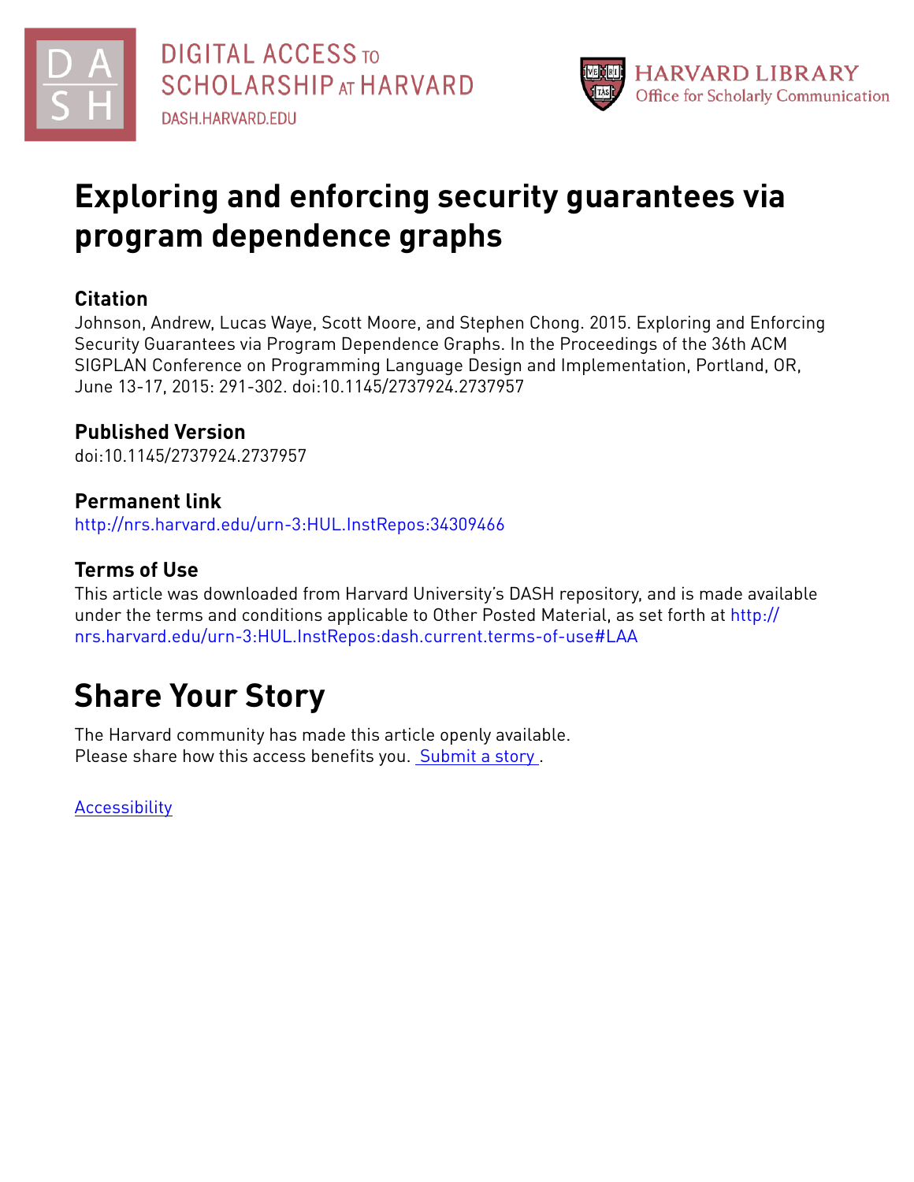DIGITAL ACCESS TO SCHOLARSHIP AT HARVARD

DASH.HARVARD.EDU

HARVARD LIBRARY
Office for Scholarly Communication

# Exploring and enforcing security guarantees via program dependence graphs

## Citation

Johnson, Andrew, Lucas Waye, Scott Moore, and Stephen Chong. 2015. Exploring and Enforcing Security Guarantees via Program Dependence Graphs. In the Proceedings of the 36th ACM SIGPLAN Conference on Programming Language Design and Implementation, Portland, OR, June 13-17, 2015: 291-302. doi:10.1145/2737924.2737957

## Published Version

doi:10.1145/2737924.2737957

## Permanent link

http://nrs.harvard.edu/urn-3:HUL.InstRepos:34309466

## Terms of Use

This article was downloaded from Harvard University's DASH repository, and is made available under the terms and conditions applicable to Other Posted Material, as set forth at http://nrs.harvard.edu/urn-3:HUL.InstRepos:dash.current.terms-of-use#LAA

# Share Your Story

The Harvard community has made this article openly available.
Please share how this access benefits you. Submit a story .

Accessibility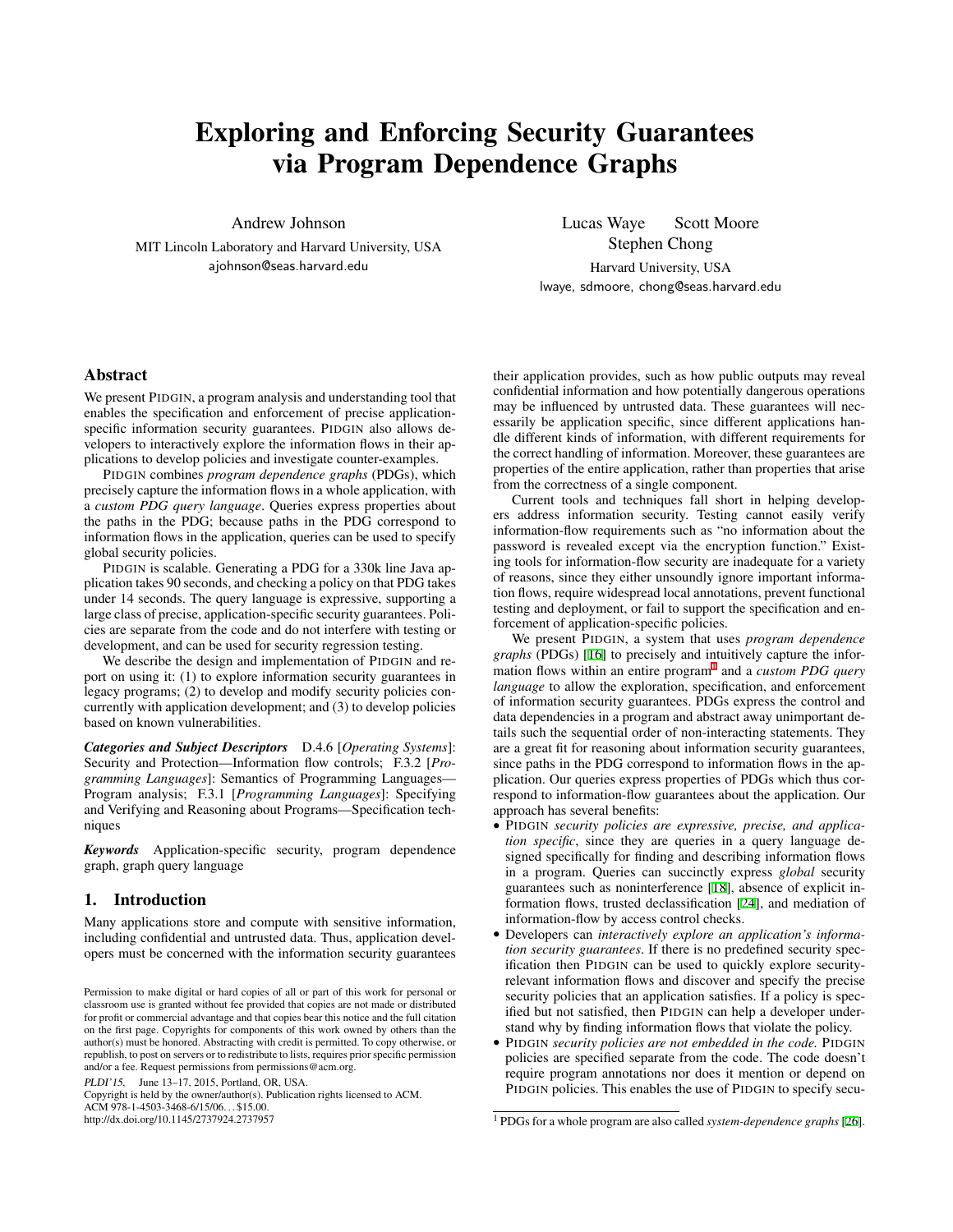# Exploring and Enforcing Security Guarantees via Program Dependence Graphs

Andrew Johnson

MIT Lincoln Laboratory and Harvard University, USA
ajohnson@seas.harvard.edu

Lucas Waye Scott Moore Stephen Chong

Harvard University, USA
lwaye, sdmoore, chong@seas.harvard.edu

## Abstract

We present PIDGIN, a program analysis and understanding tool that enables the specification and enforcement of precise application-specific information security guarantees. PIDGIN also allows developers to interactively explore the information flows in their applications to develop policies and investigate counter-examples.

PIDGIN combines *program dependence graphs* (PDGs), which precisely capture the information flows in a whole application, with a *custom PDG query language*. Queries express properties about the paths in the PDG; because paths in the PDG correspond to information flows in the application, queries can be used to specify global security policies.

PIDGIN is scalable. Generating a PDG for a 330k line Java application takes 90 seconds, and checking a policy on that PDG takes under 14 seconds. The query language is expressive, supporting a large class of precise, application-specific security guarantees. Policies are separate from the code and do not interfere with testing or development, and can be used for security regression testing.

We describe the design and implementation of PIDGIN and report on using it: (1) to explore information security guarantees in legacy programs; (2) to develop and modify security policies concurrently with application development; and (3) to develop policies based on known vulnerabilities.

***Categories and Subject Descriptors*** D.4.6 [*Operating Systems*]: Security and Protection—Information flow controls; F.3.2 [*Programming Languages*]: Semantics of Programming Languages—Program analysis; F.3.1 [*Programming Languages*]: Specifying and Verifying and Reasoning about Programs—Specification techniques

***Keywords*** Application-specific security, program dependence graph, graph query language

## 1. Introduction

Many applications store and compute with sensitive information, including confidential and untrusted data. Thus, application developers must be concerned with the information security guarantees their application provides, such as how public outputs may reveal confidential information and how potentially dangerous operations may be influenced by untrusted data. These guarantees will necessarily be application specific, since different applications handle different kinds of information, with different requirements for the correct handling of information. Moreover, these guarantees are properties of the entire application, rather than properties that arise from the correctness of a single component.

Current tools and techniques fall short in helping developers address information security. Testing cannot easily verify information-flow requirements such as "no information about the password is revealed except via the encryption function." Existing tools for information-flow security are inadequate for a variety of reasons, since they either unsoundly ignore important information flows, require widespread local annotations, prevent functional testing and deployment, or fail to support the specification and enforcement of application-specific policies.

We present PIDGIN, a system that uses *program dependence graphs* (PDGs) [16] to precisely and intuitively capture the information flows within an entire program[1] and a *custom PDG query language* to allow the exploration, specification, and enforcement of information security guarantees. PDGs express the control and data dependencies in a program and abstract away unimportant details such the sequential order of non-interacting statements. They are a great fit for reasoning about information security guarantees, since paths in the PDG correspond to information flows in the application. Our queries express properties of PDGs which thus correspond to information-flow guarantees about the application. Our approach has several benefits:

- PIDGIN *security policies are expressive, precise, and application specific*, since they are queries in a query language designed specifically for finding and describing information flows in a program. Queries can succinctly express *global* security guarantees such as noninterference [18], absence of explicit information flows, trusted declassification [24], and mediation of information-flow by access control checks.
- Developers can *interactively explore an application's information security guarantees*. If there is no predefined security specification then PIDGIN can be used to quickly explore security-relevant information flows and discover and specify the precise security policies that an application satisfies. If a policy is specified but not satisfied, then PIDGIN can help a developer understand why by finding information flows that violate the policy.
- PIDGIN *security policies are not embedded in the code.* PIDGIN policies are specified separate from the code. The code doesn't require program annotations nor does it mention or depend on PIDGIN policies. This enables the use of PIDGIN to specify secu-

Permission to make digital or hard copies of all or part of this work for personal or classroom use is granted without fee provided that copies are not made or distributed for profit or commercial advantage and that copies bear this notice and the full citation on the first page. Copyrights for components of this work owned by others than the author(s) must be honored. Abstracting with credit is permitted. To copy otherwise, or republish, to post on servers or to redistribute to lists, requires prior specific permission and/or a fee. Request permissions from permissions@acm.org.

*PLDI'15*, June 13–17, 2015, Portland, OR, USA.
Copyright is held by the owner/author(s). Publication rights licensed to ACM.
ACM 978-1-4503-3468-6/15/06...$15.00.
http://dx.doi.org/10.1145/2737924.2737957

[1] PDGs for a whole program are also called *system-dependence graphs* [26].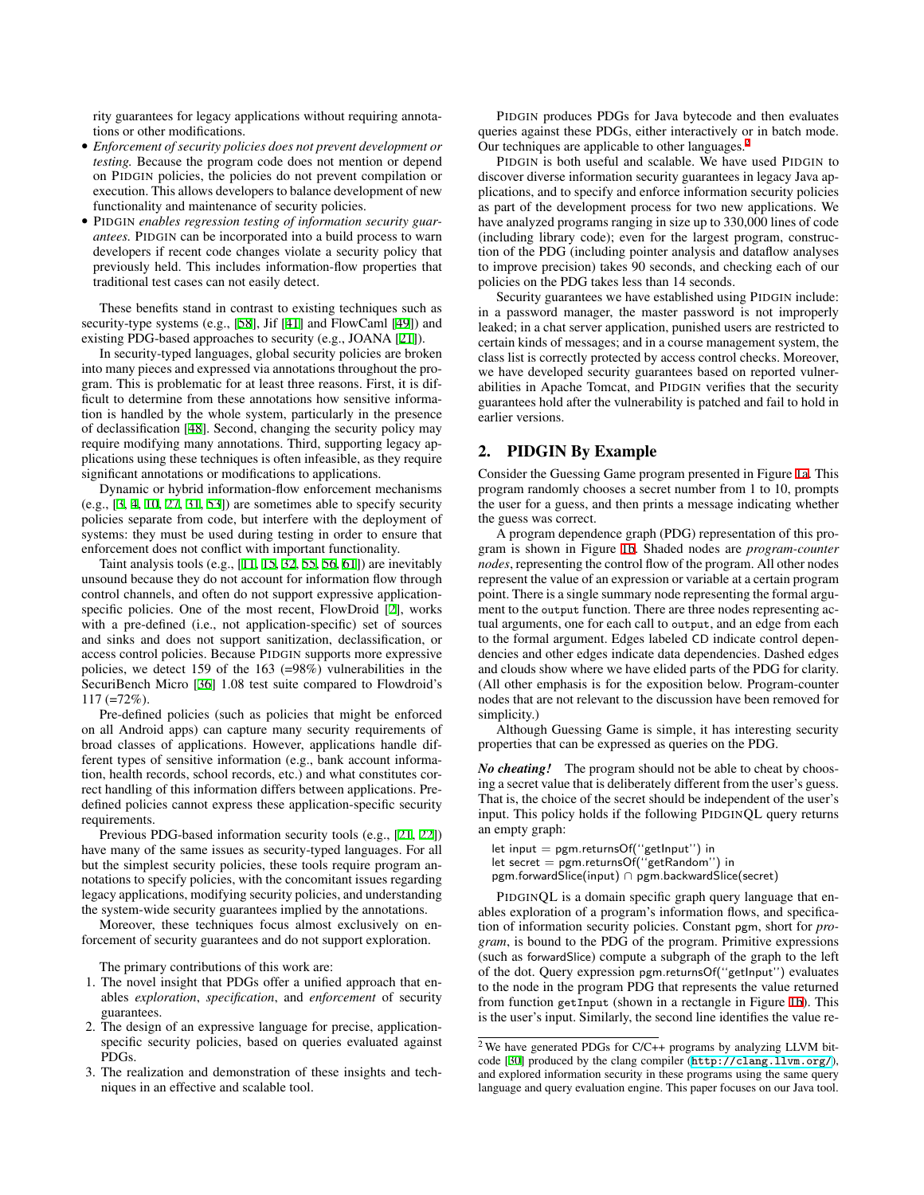rity guarantees for legacy applications without requiring annotations or other modifications.

- *Enforcement of security policies does not prevent development or testing.* Because the program code does not mention or depend on PIDGIN policies, the policies do not prevent compilation or execution. This allows developers to balance development of new functionality and maintenance of security policies.
- PIDGIN *enables regression testing of information security guarantees.* PIDGIN can be incorporated into a build process to warn developers if recent code changes violate a security policy that previously held. This includes information-flow properties that traditional test cases can not easily detect.

These benefits stand in contrast to existing techniques such as security-type systems (e.g., [58], Jif [41] and FlowCaml [49]) and existing PDG-based approaches to security (e.g., JOANA [21]).

In security-typed languages, global security policies are broken into many pieces and expressed via annotations throughout the program. This is problematic for at least three reasons. First, it is difficult to determine from these annotations how sensitive information is handled by the whole system, particularly in the presence of declassification [48]. Second, changing the security policy may require modifying many annotations. Third, supporting legacy applications using these techniques is often infeasible, as they require significant annotations or modifications to applications.

Dynamic or hybrid information-flow enforcement mechanisms (e.g., [3, 4, 10, 27, 31, 53]) are sometimes able to specify security policies separate from code, but interfere with the deployment of systems: they must be used during testing in order to ensure that enforcement does not conflict with important functionality.

Taint analysis tools (e.g., [11, 15, 32, 55, 56, 61]) are inevitably unsound because they do not account for information flow through control channels, and often do not support expressive application-specific policies. One of the most recent, FlowDroid [2], works with a pre-defined (i.e., not application-specific) set of sources and sinks and does not support sanitization, declassification, or access control policies. Because PIDGIN supports more expressive policies, we detect 159 of the 163 (=98%) vulnerabilities in the SecuriBench Micro [36] 1.08 test suite compared to Flowdroid's 117 (=72%).

Pre-defined policies (such as policies that might be enforced on all Android apps) can capture many security requirements of broad classes of applications. However, applications handle different types of sensitive information (e.g., bank account information, health records, school records, etc.) and what constitutes correct handling of this information differs between applications. Pre-defined policies cannot express these application-specific security requirements.

Previous PDG-based information security tools (e.g., [21, 22]) have many of the same issues as security-typed languages. For all but the simplest security policies, these tools require program annotations to specify policies, with the concomitant issues regarding legacy applications, modifying security policies, and understanding the system-wide security guarantees implied by the annotations.

Moreover, these techniques focus almost exclusively on enforcement of security guarantees and do not support exploration.

The primary contributions of this work are:

1. The novel insight that PDGs offer a unified approach that enables *exploration*, *specification*, and *enforcement* of security guarantees.
2. The design of an expressive language for precise, application-specific security policies, based on queries evaluated against PDGs.
3. The realization and demonstration of these insights and techniques in an effective and scalable tool.

PIDGIN produces PDGs for Java bytecode and then evaluates queries against these PDGs, either interactively or in batch mode. Our techniques are applicable to other languages.[2]

PIDGIN is both useful and scalable. We have used PIDGIN to discover diverse information security guarantees in legacy Java applications, and to specify and enforce information security policies as part of the development process for two new applications. We have analyzed programs ranging in size up to 330,000 lines of code (including library code); even for the largest program, construction of the PDG (including pointer analysis and dataflow analyses to improve precision) takes 90 seconds, and checking each of our policies on the PDG takes less than 14 seconds.

Security guarantees we have established using PIDGIN include: in a password manager, the master password is not improperly leaked; in a chat server application, punished users are restricted to certain kinds of messages; and in a course management system, the class list is correctly protected by access control checks. Moreover, we have developed security guarantees based on reported vulnerabilities in Apache Tomcat, and PIDGIN verifies that the security guarantees hold after the vulnerability is patched and fail to hold in earlier versions.

## 2. PIDGIN By Example

Consider the Guessing Game program presented in Figure 1a. This program randomly chooses a secret number from 1 to 10, prompts the user for a guess, and then prints a message indicating whether the guess was correct.

A program dependence graph (PDG) representation of this program is shown in Figure 1b. Shaded nodes are *program-counter nodes*, representing the control flow of the program. All other nodes represent the value of an expression or variable at a certain program point. There is a single summary node representing the formal argument to the `output` function. There are three nodes representing actual arguments, one for each call to `output`, and an edge from each to the formal argument. Edges labeled CD indicate control dependencies and other edges indicate data dependencies. Dashed edges and clouds show where we have elided parts of the PDG for clarity. (All other emphasis is for the exposition below. Program-counter nodes that are not relevant to the discussion have been removed for simplicity.)

Although Guessing Game is simple, it has interesting security properties that can be expressed as queries on the PDG.

***No cheating!*** The program should not be able to cheat by choosing a secret value that is deliberately different from the user's guess. That is, the choice of the secret should be independent of the user's input. This policy holds if the following PIDGINQL query returns an empty graph:

```
let input = pgm.returnsOf(''getInput'') in
let secret = pgm.returnsOf(''getRandom'') in
pgm.forwardSlice(input) ∩ pgm.backwardSlice(secret)
```

PIDGINQL is a domain specific graph query language that enables exploration of a program's information flows, and specification of information security policies. Constant pgm, short for *program*, is bound to the PDG of the program. Primitive expressions (such as forwardSlice) compute a subgraph of the graph to the left of the dot. Query expression pgm.returnsOf(''getInput'') evaluates to the node in the program PDG that represents the value returned from function `getInput` (shown in a rectangle in Figure 1b). This is the user's input. Similarly, the second line identifies the value re-

[2] We have generated PDGs for C/C++ programs by analyzing LLVM bitcode [30] produced by the clang compiler (http://clang.llvm.org/), and explored information security in these programs using the same query language and query evaluation engine. This paper focuses on our Java tool.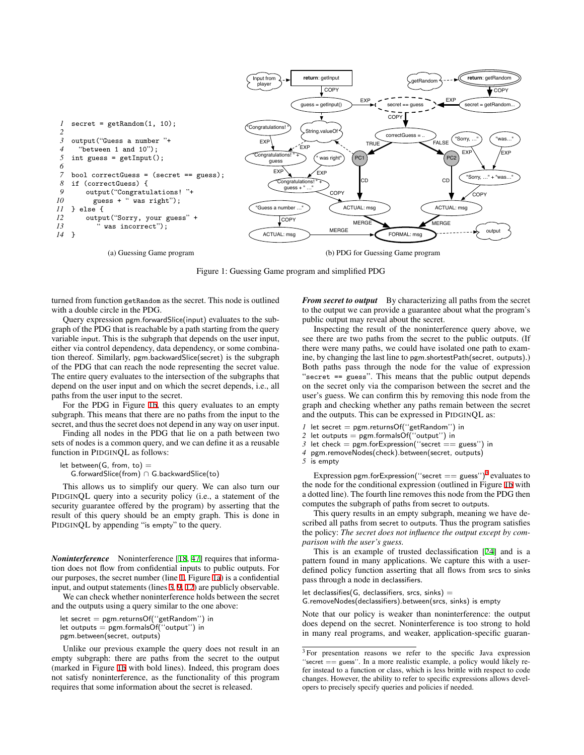```
1   secret = getRandom(1, 10);
2
3   output("Guess a number "+
4     "between 1 and 10");
5   int guess = getInput();
6
7   bool correctGuess = (secret == guess);
8   if (correctGuess) {
9       output("Congratulations! "+
10        guess + " was right");
11  } else {
12      output("Sorry, your guess" +
13         " was incorrect");
14  }
```

(a) Guessing Game program

(b) PDG for Guessing Game program

Figure 1: Guessing Game program and simplified PDG

turned from function `getRandom` as the secret. This node is outlined with a double circle in the PDG.

Query expression pgm.forwardSlice(input) evaluates to the subgraph of the PDG that is reachable by a path starting from the query variable input. This is the subgraph that depends on the user input, either via control dependency, data dependency, or some combination thereof. Similarly, pgm.backwardSlice(secret) is the subgraph of the PDG that can reach the node representing the secret value. The entire query evaluates to the intersection of the subgraphs that depend on the user input and on which the secret depends, i.e., all paths from the user input to the secret.

For the PDG in Figure 1b, this query evaluates to an empty subgraph. This means that there are no paths from the input to the secret, and thus the secret does not depend in any way on user input.

Finding all nodes in the PDG that lie on a path between two sets of nodes is a common query, and we can define it as a reusable function in PIDGINQL as follows:

```
let between(G, from, to) =
   G.forwardSlice(from) ∩ G.backwardSlice(to)
```

This allows us to simplify our query. We can also turn our PIDGINQL query into a security policy (i.e., a statement of the security guarantee offered by the program) by asserting that the result of this query should be an empty graph. This is done in PIDGINQL by appending "is empty" to the query.

***Noninterference*** Noninterference [18, 47] requires that information does not flow from confidential inputs to public outputs. For our purposes, the secret number (line 1, Figure 1a) is a confidential input, and output statements (lines 3, 9, 12) are publicly observable.

We can check whether noninterference holds between the secret and the outputs using a query similar to the one above:

```
let secret = pgm.returnsOf(''getRandom'') in
let outputs = pgm.formalsOf(''output'') in
pgm.between(secret, outputs)
```

Unlike our previous example the query does not result in an empty subgraph: there are paths from the secret to the output (marked in Figure 1b with bold lines). Indeed, this program does not satisfy noninterference, as the functionality of this program requires that some information about the secret is released.

***From secret to output*** By characterizing all paths from the secret to the output we can provide a guarantee about what the program's public output may reveal about the secret.

Inspecting the result of the noninterference query above, we see there are two paths from the secret to the public outputs. (If there were many paths, we could have isolated one path to examine, by changing the last line to pgm.shortestPath(secret, outputs).) Both paths pass through the node for the value of expression "`secret == guess`". This means that the public output depends on the secret only via the comparison between the secret and the user's guess. We can confirm this by removing this node from the graph and checking whether any paths remain between the secret and the outputs. This can be expressed in PIDGINQL as:

```
1 let secret = pgm.returnsOf(''getRandom'') in
2 let outputs = pgm.formalsOf(''output'') in
3 let check = pgm.forExpression(''secret == guess'') in
4 pgm.removeNodes(check).between(secret, outputs)
5 is empty
```

Expression pgm.forExpression(''secret == guess'')[3] evaluates to the node for the conditional expression (outlined in Figure 1b with a dotted line). The fourth line removes this node from the PDG then computes the subgraph of paths from secret to outputs.

This query results in an empty subgraph, meaning we have described all paths from secret to outputs. Thus the program satisfies the policy: *The secret does not influence the output except by comparison with the user's guess.*

This is an example of trusted declassification [24] and is a pattern found in many applications. We capture this with a user-defined policy function asserting that all flows from srcs to sinks pass through a node in declassifiers.

```
let declassifies(G, declassifiers, srcs, sinks) =
G.removeNodes(declassifiers).between(srcs, sinks) is empty
```

Note that our policy is weaker than noninterference: the output does depend on the secret. Noninterference is too strong to hold in many real programs, and weaker, application-specific guaran-

[3] For presentation reasons we refer to the specific Java expression ''secret == guess''. In a more realistic example, a policy would likely refer instead to a function or class, which is less brittle with respect to code changes. However, the ability to refer to specific expressions allows developers to precisely specify queries and policies if needed.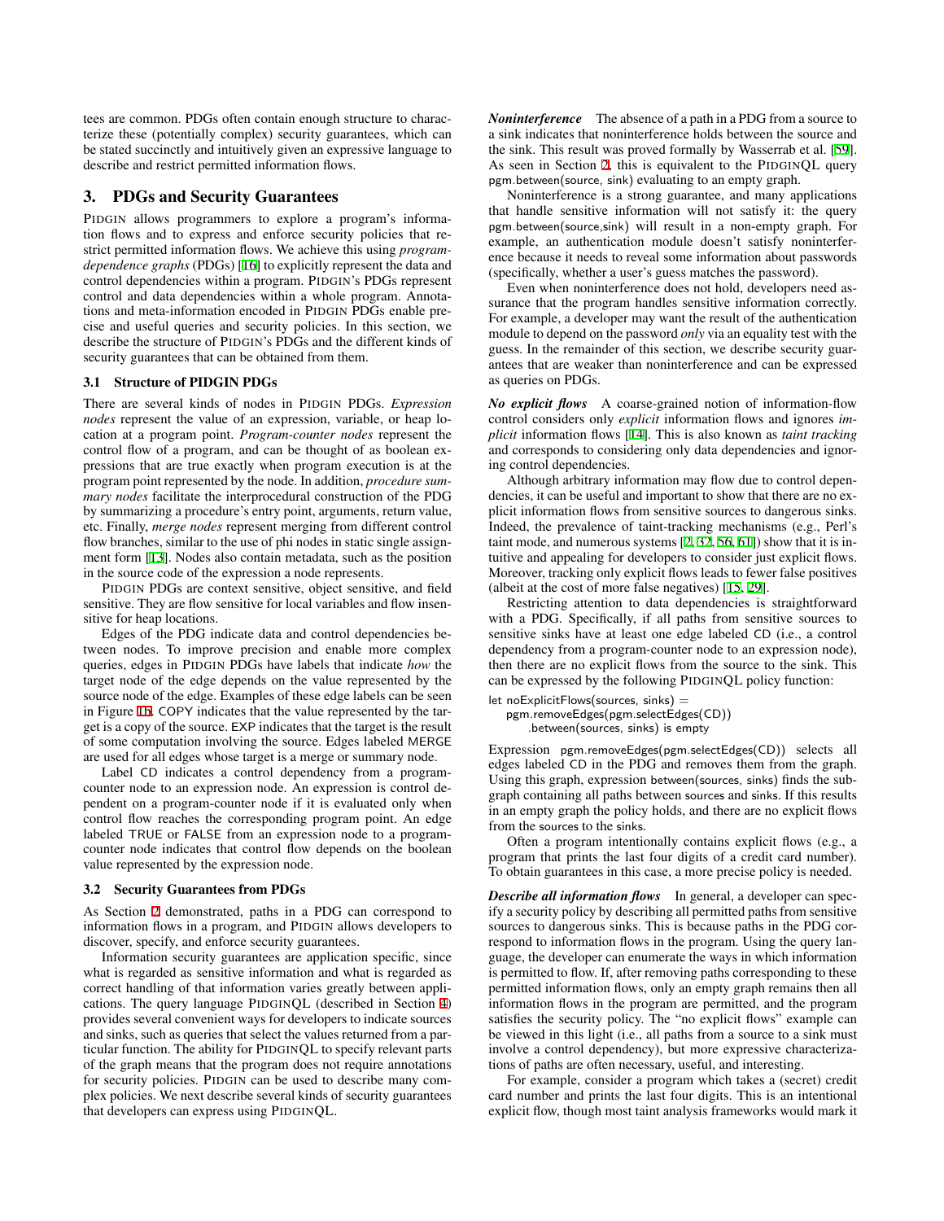tees are common. PDGs often contain enough structure to characterize these (potentially complex) security guarantees, which can be stated succinctly and intuitively given an expressive language to describe and restrict permitted information flows.

## 3. PDGs and Security Guarantees

PIDGIN allows programmers to explore a program's information flows and to express and enforce security policies that restrict permitted information flows. We achieve this using *program-dependence graphs* (PDGs) [16] to explicitly represent the data and control dependencies within a program. PIDGIN's PDGs represent control and data dependencies within a whole program. Annotations and meta-information encoded in PIDGIN PDGs enable precise and useful queries and security policies. In this section, we describe the structure of PIDGIN's PDGs and the different kinds of security guarantees that can be obtained from them.

### 3.1 Structure of PIDGIN PDGs

There are several kinds of nodes in PIDGIN PDGs. *Expression nodes* represent the value of an expression, variable, or heap location at a program point. *Program-counter nodes* represent the control flow of a program, and can be thought of as boolean expressions that are true exactly when program execution is at the program point represented by the node. In addition, *procedure summary nodes* facilitate the interprocedural construction of the PDG by summarizing a procedure's entry point, arguments, return value, etc. Finally, *merge nodes* represent merging from different control flow branches, similar to the use of phi nodes in static single assignment form [13]. Nodes also contain metadata, such as the position in the source code of the expression a node represents.

PIDGIN PDGs are context sensitive, object sensitive, and field sensitive. They are flow sensitive for local variables and flow insensitive for heap locations.

Edges of the PDG indicate data and control dependencies between nodes. To improve precision and enable more complex queries, edges in PIDGIN PDGs have labels that indicate *how* the target node of the edge depends on the value represented by the source node of the edge. Examples of these edge labels can be seen in Figure 1b. COPY indicates that the value represented by the target is a copy of the source. EXP indicates that the target is the result of some computation involving the source. Edges labeled MERGE are used for all edges whose target is a merge or summary node.

Label CD indicates a control dependency from a program-counter node to an expression node. An expression is control dependent on a program-counter node if it is evaluated only when control flow reaches the corresponding program point. An edge labeled TRUE or FALSE from an expression node to a program-counter node indicates that control flow depends on the boolean value represented by the expression node.

### 3.2 Security Guarantees from PDGs

As Section 2 demonstrated, paths in a PDG can correspond to information flows in a program, and PIDGIN allows developers to discover, specify, and enforce security guarantees.

Information security guarantees are application specific, since what is regarded as sensitive information and what is regarded as correct handling of that information varies greatly between applications. The query language PIDGINQL (described in Section 4) provides several convenient ways for developers to indicate sources and sinks, such as queries that select the values returned from a particular function. The ability for PIDGINQL to specify relevant parts of the graph means that the program does not require annotations for security policies. PIDGIN can be used to describe many complex policies. We next describe several kinds of security guarantees that developers can express using PIDGINQL.

***Noninterference*** The absence of a path in a PDG from a source to a sink indicates that noninterference holds between the source and the sink. This result was proved formally by Wasserrab et al. [59]. As seen in Section 2, this is equivalent to the PIDGINQL query pgm.between(source, sink) evaluating to an empty graph.

Noninterference is a strong guarantee, and many applications that handle sensitive information will not satisfy it: the query pgm.between(source,sink) will result in a non-empty graph. For example, an authentication module doesn't satisfy noninterference because it needs to reveal some information about passwords (specifically, whether a user's guess matches the password).

Even when noninterference does not hold, developers need assurance that the program handles sensitive information correctly. For example, a developer may want the result of the authentication module to depend on the password *only* via an equality test with the guess. In the remainder of this section, we describe security guarantees that are weaker than noninterference and can be expressed as queries on PDGs.

***No explicit flows*** A coarse-grained notion of information-flow control considers only *explicit* information flows and ignores *implicit* information flows [14]. This is also known as *taint tracking* and corresponds to considering only data dependencies and ignoring control dependencies.

Although arbitrary information may flow due to control dependencies, it can be useful and important to show that there are no explicit information flows from sensitive sources to dangerous sinks. Indeed, the prevalence of taint-tracking mechanisms (e.g., Perl's taint mode, and numerous systems [2, 32, 56, 61]) show that it is intuitive and appealing for developers to consider just explicit flows. Moreover, tracking only explicit flows leads to fewer false positives (albeit at the cost of more false negatives) [15, 29].

Restricting attention to data dependencies is straightforward with a PDG. Specifically, if all paths from sensitive sources to sensitive sinks have at least one edge labeled CD (i.e., a control dependency from a program-counter node to an expression node), then there are no explicit flows from the source to the sink. This can be expressed by the following PIDGINQL policy function:

```
let noExplicitFlows(sources, sinks) =
  pgm.removeEdges(pgm.selectEdges(CD))
     .between(sources, sinks) is empty
```

Expression pgm.removeEdges(pgm.selectEdges(CD)) selects all edges labeled CD in the PDG and removes them from the graph. Using this graph, expression between(sources, sinks) finds the subgraph containing all paths between sources and sinks. If this results in an empty graph the policy holds, and there are no explicit flows from the sources to the sinks.

Often a program intentionally contains explicit flows (e.g., a program that prints the last four digits of a credit card number). To obtain guarantees in this case, a more precise policy is needed.

***Describe all information flows*** In general, a developer can specify a security policy by describing all permitted paths from sensitive sources to dangerous sinks. This is because paths in the PDG correspond to information flows in the program. Using the query language, the developer can enumerate the ways in which information is permitted to flow. If, after removing paths corresponding to these permitted information flows, only an empty graph remains then all information flows in the program are permitted, and the program satisfies the security policy. The "no explicit flows" example can be viewed in this light (i.e., all paths from a source to a sink must involve a control dependency), but more expressive characterizations of paths are often necessary, useful, and interesting.

For example, consider a program which takes a (secret) credit card number and prints the last four digits. This is an intentional explicit flow, though most taint analysis frameworks would mark it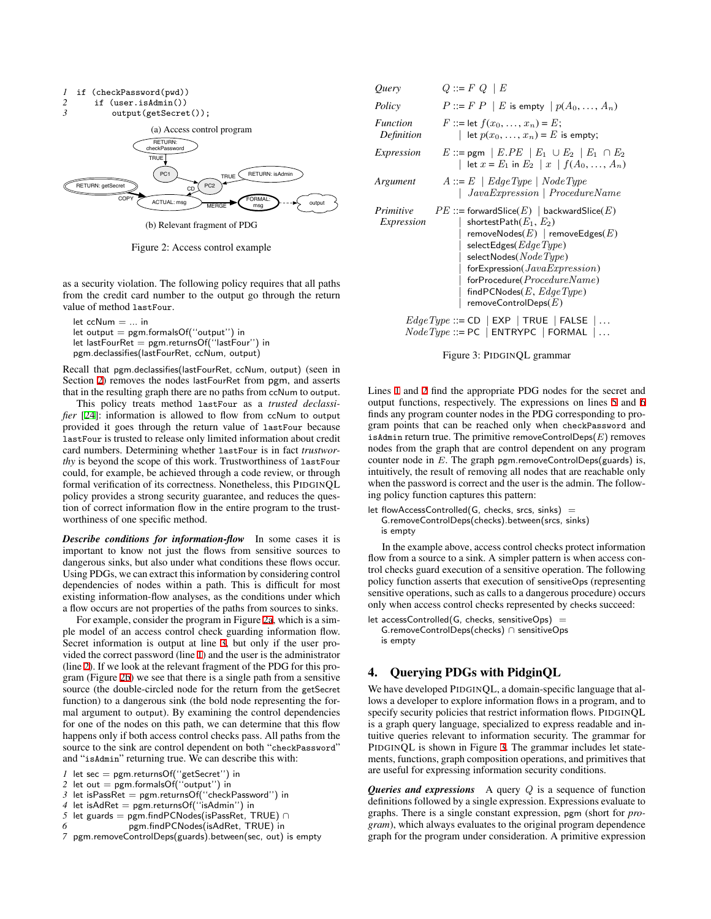```
1  if (checkPassword(pwd))
2      if (user.isAdmin())
3          output(getSecret());
```

(a) Access control program

(b) Relevant fragment of PDG

Figure 2: Access control example

as a security violation. The following policy requires that all paths from the credit card number to the output go through the return value of method `lastFour`.

```
let ccNum = ... in
let output = pgm.formalsOf(''output'') in
let lastFourRet = pgm.returnsOf(''lastFour'') in
pgm.declassifies(lastFourRet, ccNum, output)
```

Recall that pgm.declassifies(lastFourRet, ccNum, output) (seen in Section 2) removes the nodes lastFourRet from pgm, and asserts that in the resulting graph there are no paths from ccNum to output.

This policy treats method `lastFour` as a *trusted declassifier* [24]: information is allowed to flow from ccNum to output provided it goes through the return value of `lastFour` because `lastFour` is trusted to release only limited information about credit card numbers. Determining whether `lastFour` is in fact *trustworthy* is beyond the scope of this work. Trustworthiness of `lastFour` could, for example, be achieved through a code review, or through formal verification of its correctness. Nonetheless, this PIDGINQL policy provides a strong security guarantee, and reduces the question of correct information flow in the entire program to the trustworthiness of one specific method.

***Describe conditions for information-flow*** In some cases it is important to know not just the flows from sensitive sources to dangerous sinks, but also under what conditions these flows occur. Using PDGs, we can extract this information by considering control dependencies of nodes within a path. This is difficult for most existing information-flow analyses, as the conditions under which a flow occurs are not properties of the paths from sources to sinks.

For example, consider the program in Figure 2a, which is a simple model of an access control check guarding information flow. Secret information is output at line 3, but only if the user provided the correct password (line 1) and the user is the administrator (line 2). If we look at the relevant fragment of the PDG for this program (Figure 2b) we see that there is a single path from a sensitive source (the double-circled node for the return from the `getSecret` function) to a dangerous sink (the bold node representing the formal argument to `output`). By examining the control dependencies for one of the nodes on this path, we can determine that this flow happens only if both access control checks pass. All paths from the source to the sink are control dependent on both "`checkPassword`" and "`isAdmin`" returning true. We can describe this with:

```
1  let sec = pgm.returnsOf(''getSecret'') in
2  let out = pgm.formalsOf(''output'') in
3  let isPassRet = pgm.returnsOf(''checkPassword'') in
4  let isAdRet = pgm.returnsOf(''isAdmin'') in
5  let guards = pgm.findPCNodes(isPassRet, TRUE) ∩
6              pgm.findPCNodes(isAdRet, TRUE) in
7  pgm.removeControlDeps(guards).between(sec, out) is empty
```

| | |
|---|---|
| *Query* | $Q$ ::= $F$ $Q$ \| $E$ |
| *Policy* | $P$ ::= $F$ $P$ \| $E$ is empty \| $p(A_0, \ldots, A_n)$ |
| *Function Definition* | $F$ ::= let $f(x_0, \ldots, x_n) = E$; \| let $p(x_0, \ldots, x_n) = E$ is empty; |
| *Expression* | $E$ ::= pgm \| $E.PE$ \| $E_1 \cup E_2$ \| $E_1 \cap E_2$ \| let $x = E_1$ in $E_2$ \| $x$ \| $f(A_0, \ldots, A_n)$ |
| *Argument* | $A$ ::= $E$ \| $EdgeType$ \| $NodeType$ \| $JavaExpression$ \| $ProcedureName$ |
| *Primitive Expression* | $PE$ ::= forwardSlice($E$) \| backwardSlice($E$) \| shortestPath($E_1$, $E_2$) \| removeNodes($E$) \| removeEdges($E$) \| selectEdges($EdgeType$) \| selectNodes($NodeType$) \| forExpression($JavaExpression$) \| forProcedure($ProcedureName$) \| findPCNodes($E$, $EdgeType$) \| removeControlDeps($E$) |

$EdgeType$ ::= CD | EXP | TRUE | FALSE | ...
$NodeType$ ::= PC | ENTRYPC | FORMAL | ...

Figure 3: PIDGINQL grammar

Lines 1 and 2 find the appropriate PDG nodes for the secret and output functions, respectively. The expressions on lines 5 and 6 finds any program counter nodes in the PDG corresponding to program points that can be reached only when `checkPassword` and `isAdmin` return true. The primitive removeControlDeps($E$) removes nodes from the graph that are control dependent on any program counter node in $E$. The graph pgm.removeControlDeps(guards) is, intuitively, the result of removing all nodes that are reachable only when the password is correct and the user is the admin. The following policy function captures this pattern:

```
let flowAccessControlled(G, checks, srcs, sinks) =
    G.removeControlDeps(checks).between(srcs, sinks)
    is empty
```

In the example above, access control checks protect information flow from a source to a sink. A simpler pattern is when access control checks guard execution of a sensitive operation. The following policy function asserts that execution of sensitiveOps (representing sensitive operations, such as calls to a dangerous procedure) occurs only when access control checks represented by checks succeed:

```
let accessControlled(G, checks, sensitiveOps) =
    G.removeControlDeps(checks) ∩ sensitiveOps
    is empty
```

## 4. Querying PDGs with PidginQL

We have developed PIDGINQL, a domain-specific language that allows a developer to explore information flows in a program, and to specify security policies that restrict information flows. PIDGINQL is a graph query language, specialized to express readable and intuitive queries relevant to information security. The grammar for PIDGINQL is shown in Figure 3. The grammar includes let statements, functions, graph composition operations, and primitives that are useful for expressing information security conditions.

***Queries and expressions*** A query $Q$ is a sequence of function definitions followed by a single expression. Expressions evaluate to graphs. There is a single constant expression, pgm (short for *program*), which always evaluates to the original program dependence graph for the program under consideration. A primitive expression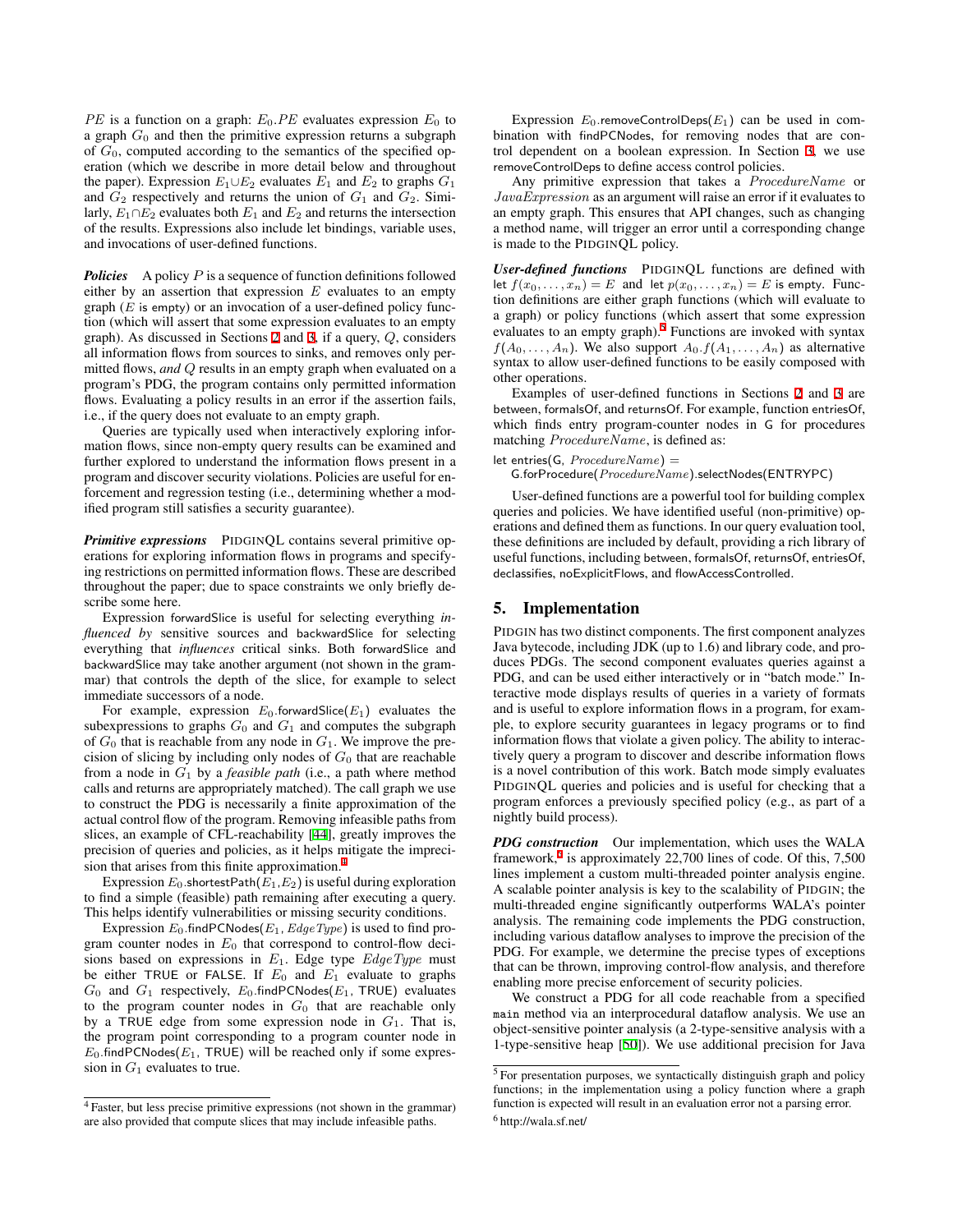$PE$ is a function on a graph: $E_0.PE$ evaluates expression $E_0$ to a graph $G_0$ and then the primitive expression returns a subgraph of $G_0$, computed according to the semantics of the specified operation (which we describe in more detail below and throughout the paper). Expression $E_1 \cup E_2$ evaluates $E_1$ and $E_2$ to graphs $G_1$ and $G_2$ respectively and returns the union of $G_1$ and $G_2$. Similarly, $E_1 \cap E_2$ evaluates both $E_1$ and $E_2$ and returns the intersection of the results. Expressions also include let bindings, variable uses, and invocations of user-defined functions.

***Policies*** A policy $P$ is a sequence of function definitions followed either by an assertion that expression $E$ evaluates to an empty graph ($E$ is empty) or an invocation of a user-defined policy function (which will assert that some expression evaluates to an empty graph). As discussed in Sections 2 and 3, if a query, $Q$, considers all information flows from sources to sinks, and removes only permitted flows, *and* $Q$ results in an empty graph when evaluated on a program's PDG, the program contains only permitted information flows. Evaluating a policy results in an error if the assertion fails, i.e., if the query does not evaluate to an empty graph.

Queries are typically used when interactively exploring information flows, since non-empty query results can be examined and further explored to understand the information flows present in a program and discover security violations. Policies are useful for enforcement and regression testing (i.e., determining whether a modified program still satisfies a security guarantee).

***Primitive expressions*** PIDGINQL contains several primitive operations for exploring information flows in programs and specifying restrictions on permitted information flows. These are described throughout the paper; due to space constraints we only briefly describe some here.

Expression forwardSlice is useful for selecting everything *influenced by* sensitive sources and backwardSlice for selecting everything that *influences* critical sinks. Both forwardSlice and backwardSlice may take another argument (not shown in the grammar) that controls the depth of the slice, for example to select immediate successors of a node.

For example, expression $E_0$.forwardSlice($E_1$) evaluates the subexpressions to graphs $G_0$ and $G_1$ and computes the subgraph of $G_0$ that is reachable from any node in $G_1$. We improve the precision of slicing by including only nodes of $G_0$ that are reachable from a node in $G_1$ by a *feasible path* (i.e., a path where method calls and returns are appropriately matched). The call graph we use to construct the PDG is necessarily a finite approximation of the actual control flow of the program. Removing infeasible paths from slices, an example of CFL-reachability [44], greatly improves the precision of queries and policies, as it helps mitigate the imprecision that arises from this finite approximation.[4]

Expression $E_0$.shortestPath($E_1$,$E_2$) is useful during exploration to find a simple (feasible) path remaining after executing a query. This helps identify vulnerabilities or missing security conditions.

Expression $E_0$.findPCNodes($E_1$, $EdgeType$) is used to find program counter nodes in $E_0$ that correspond to control-flow decisions based on expressions in $E_1$. Edge type $EdgeType$ must be either TRUE or FALSE. If $E_0$ and $E_1$ evaluate to graphs $G_0$ and $G_1$ respectively, $E_0$.findPCNodes($E_1$, TRUE) evaluates to the program counter nodes in $G_0$ that are reachable only by a TRUE edge from some expression node in $G_1$. That is, the program point corresponding to a program counter node in $E_0$.findPCNodes($E_1$, TRUE) will be reached only if some expression in $G_1$ evaluates to true.

Expression $E_0$.removeControlDeps($E_1$) can be used in combination with findPCNodes, for removing nodes that are control dependent on a boolean expression. In Section 3, we use removeControlDeps to define access control policies.

Any primitive expression that takes a $ProcedureName$ or $JavaExpression$ as an argument will raise an error if it evaluates to an empty graph. This ensures that API changes, such as changing a method name, will trigger an error until a corresponding change is made to the PIDGINQL policy.

***User-defined functions*** PIDGINQL functions are defined with let $f(x_0, \ldots, x_n) = E$ and let $p(x_0, \ldots, x_n) = E$ is empty. Function definitions are either graph functions (which will evaluate to a graph) or policy functions (which assert that some expression evaluates to an empty graph).[5] Functions are invoked with syntax $f(A_0, \ldots, A_n)$. We also support $A_0.f(A_1, \ldots, A_n)$ as alternative syntax to allow user-defined functions to be easily composed with other operations.

Examples of user-defined functions in Sections 2 and 3 are between, formalsOf, and returnsOf. For example, function entriesOf, which finds entry program-counter nodes in G for procedures matching $ProcedureName$, is defined as:

```
let entries(G, ProcedureName) =
    G.forProcedure(ProcedureName).selectNodes(ENTRYPC)
```

User-defined functions are a powerful tool for building complex queries and policies. We have identified useful (non-primitive) operations and defined them as functions. In our query evaluation tool, these definitions are included by default, providing a rich library of useful functions, including between, formalsOf, returnsOf, entriesOf, declassifies, noExplicitFlows, and flowAccessControlled.

## 5. Implementation

PIDGIN has two distinct components. The first component analyzes Java bytecode, including JDK (up to 1.6) and library code, and produces PDGs. The second component evaluates queries against a PDG, and can be used either interactively or in "batch mode." Interactive mode displays results of queries in a variety of formats and is useful to explore information flows in a program, for example, to explore security guarantees in legacy programs or to find information flows that violate a given policy. The ability to interactively query a program to discover and describe information flows is a novel contribution of this work. Batch mode simply evaluates PIDGINQL queries and policies and is useful for checking that a program enforces a previously specified policy (e.g., as part of a nightly build process).

***PDG construction*** Our implementation, which uses the WALA framework,[6] is approximately 22,700 lines of code. Of this, 7,500 lines implement a custom multi-threaded pointer analysis engine. A scalable pointer analysis is key to the scalability of PIDGIN; the multi-threaded engine significantly outperforms WALA's pointer analysis. The remaining code implements the PDG construction, including various dataflow analyses to improve the precision of the PDG. For example, we determine the precise types of exceptions that can be thrown, improving control-flow analysis, and therefore enabling more precise enforcement of security policies.

We construct a PDG for all code reachable from a specified `main` method via an interprocedural dataflow analysis. We use an object-sensitive pointer analysis (a 2-type-sensitive analysis with a 1-type-sensitive heap [50]). We use additional precision for Java

---

[4] Faster, but less precise primitive expressions (not shown in the grammar) are also provided that compute slices that may include infeasible paths.

[5] For presentation purposes, we syntactically distinguish graph and policy functions; in the implementation using a policy function where a graph function is expected will result in an evaluation error not a parsing error.

[6] http://wala.sf.net/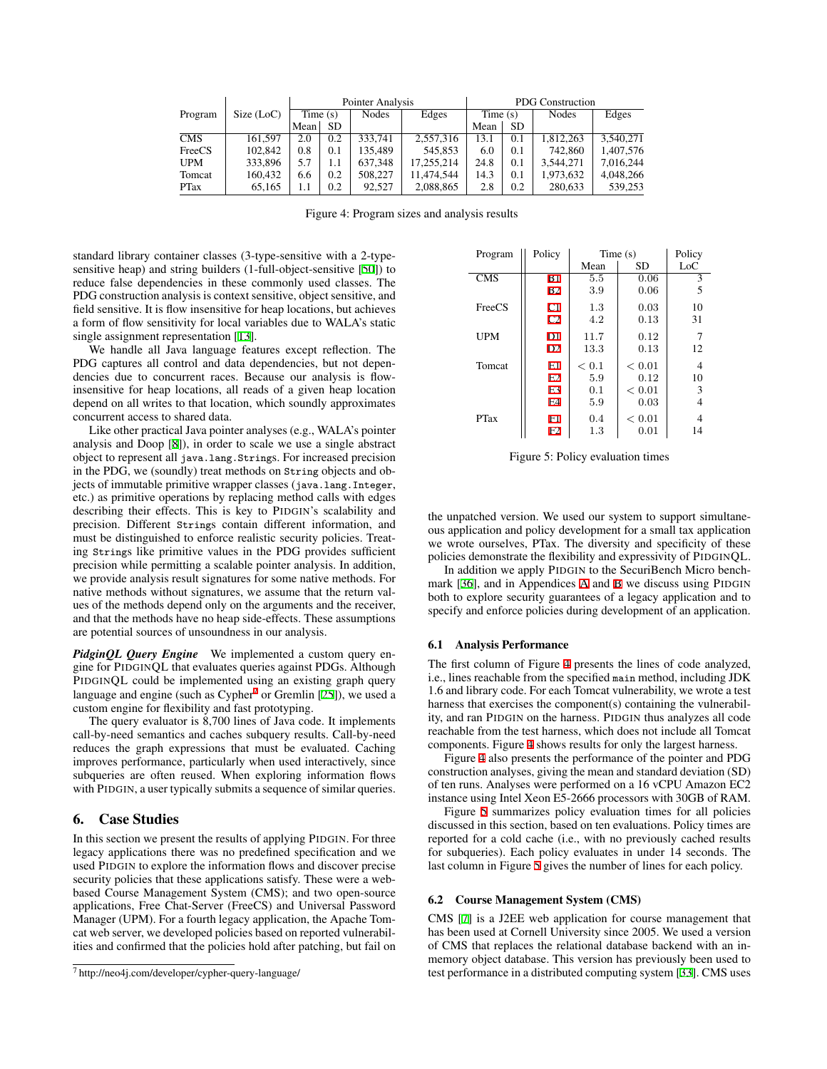| Program | Size (LoC) | Pointer Analysis | | | | PDG Construction | | | |
|---|---|---|---|---|---|---|---|---|---|
| | | Time (s) | | Nodes | Edges | Time (s) | | Nodes | Edges |
| | | Mean | SD | | | Mean | SD | | |
| CMS | 161,597 | 2.0 | 0.2 | 333,741 | 2,557,316 | 13.1 | 0.1 | 1,812,263 | 3,540,271 |
| FreeCS | 102,842 | 0.8 | 0.1 | 135,489 | 545,853 | 6.0 | 0.1 | 742,860 | 1,407,576 |
| UPM | 333,896 | 5.7 | 1.1 | 637,348 | 17,255,214 | 24.8 | 0.1 | 3,544,271 | 7,016,244 |
| Tomcat | 160,432 | 6.6 | 0.2 | 508,227 | 11,474,544 | 14.3 | 0.1 | 1,973,632 | 4,048,266 |
| PTax | 65,165 | 1.1 | 0.2 | 92,527 | 2,088,865 | 2.8 | 0.2 | 280,633 | 539,253 |

Figure 4: Program sizes and analysis results

standard library container classes (3-type-sensitive with a 2-type-sensitive heap) and string builders (1-full-object-sensitive [50]) to reduce false dependencies in these commonly used classes. The PDG construction analysis is context sensitive, object sensitive, and field sensitive. It is flow insensitive for heap locations, but achieves a form of flow sensitivity for local variables due to WALA's static single assignment representation [13].

We handle all Java language features except reflection. The PDG captures all control and data dependencies, but not dependencies due to concurrent races. Because our analysis is flow-insensitive for heap locations, all reads of a given heap location depend on all writes to that location, which soundly approximates concurrent access to shared data.

Like other practical Java pointer analyses (e.g., WALA's pointer analysis and Doop [8]), in order to scale we use a single abstract object to represent all `java.lang.Strings`. For increased precision in the PDG, we (soundly) treat methods on `String` objects and objects of immutable primitive wrapper classes (`java.lang.Integer`, etc.) as primitive operations by replacing method calls with edges describing their effects. This is key to PIDGIN's scalability and precision. Different `Strings` contain different information, and must be distinguished to enforce realistic security policies. Treating `Strings` like primitive values in the PDG provides sufficient precision while permitting a scalable pointer analysis. In addition, we provide analysis result signatures for some native methods. For native methods without signatures, we assume that the return values of the methods depend only on the arguments and the receiver, and that the methods have no heap side-effects. These assumptions are potential sources of unsoundness in our analysis.

***PidginQL Query Engine*** We implemented a custom query engine for PIDGINQL that evaluates queries against PDGs. Although PIDGINQL could be implemented using an existing graph query language and engine (such as Cypher[7] or Gremlin [25]), we used a custom engine for flexibility and fast prototyping.

The query evaluator is 8,700 lines of Java code. It implements call-by-need semantics and caches subquery results. Call-by-need reduces the graph expressions that must be evaluated. Caching improves performance, particularly when used interactively, since subqueries are often reused. When exploring information flows with PIDGIN, a user typically submits a sequence of similar queries.

## 6. Case Studies

In this section we present the results of applying PIDGIN. For three legacy applications there was no predefined specification and we used PIDGIN to explore the information flows and discover precise security policies that these applications satisfy. These were a web-based Course Management System (CMS); and two open-source applications, Free Chat-Server (FreeCS) and Universal Password Manager (UPM). For a fourth legacy application, the Apache Tomcat web server, we developed policies based on reported vulnerabilities and confirmed that the policies hold after patching, but fail on the unpatched version. We used our system to support simultaneous application and policy development for a small tax application we wrote ourselves, PTax. The diversity and specificity of these policies demonstrate the flexibility and expressivity of PIDGINQL.

In addition we apply PIDGIN to the SecuriBench Micro benchmark [36], and in Appendices A and B we discuss using PIDGIN both to explore security guarantees of a legacy application and to specify and enforce policies during development of an application.

| Program | Policy | Time (s) | | Policy |
|---|---|---|---|---|
| | | Mean | SD | LoC |
| CMS | B1 | 5.5 | 0.06 | 3 |
| | B2 | 3.9 | 0.06 | 5 |
| FreeCS | C1 | 1.3 | 0.03 | 10 |
| | C2 | 4.2 | 0.13 | 31 |
| UPM | D1 | 11.7 | 0.12 | 7 |
| | D2 | 13.3 | 0.13 | 12 |
| Tomcat | E1 | $< 0.1$ | $< 0.01$ | 4 |
| | E2 | 5.9 | 0.12 | 10 |
| | E3 | 0.1 | $< 0.01$ | 3 |
| | E4 | 5.9 | 0.03 | 4 |
| PTax | F1 | 0.4 | $< 0.01$ | 4 |
| | F2 | 1.3 | 0.01 | 14 |

Figure 5: Policy evaluation times

### 6.1 Analysis Performance

The first column of Figure 4 presents the lines of code analyzed, i.e., lines reachable from the specified `main` method, including JDK 1.6 and library code. For each Tomcat vulnerability, we wrote a test harness that exercises the component(s) containing the vulnerability, and ran PIDGIN on the harness. PIDGIN thus analyzes all code reachable from the test harness, which does not include all Tomcat components. Figure 4 shows results for only the largest harness.

Figure 4 also presents the performance of the pointer and PDG construction analyses, giving the mean and standard deviation (SD) of ten runs. Analyses were performed on a 16 vCPU Amazon EC2 instance using Intel Xeon E5-2666 processors with 30GB of RAM.

Figure 5 summarizes policy evaluation times for all policies discussed in this section, based on ten evaluations. Policy times are reported for a cold cache (i.e., with no previously cached results for subqueries). Each policy evaluates in under 14 seconds. The last column in Figure 5 gives the number of lines for each policy.

### 6.2 Course Management System (CMS)

CMS [7] is a J2EE web application for course management that has been used at Cornell University since 2005. We used a version of CMS that replaces the relational database backend with an in-memory object database. This version has previously been used to test performance in a distributed computing system [33]. CMS uses

[7] http://neo4j.com/developer/cypher-query-language/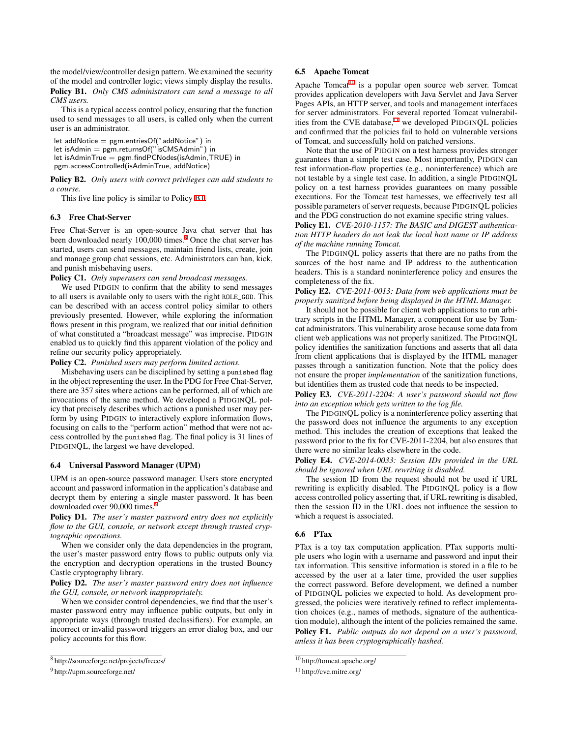the model/view/controller design pattern. We examined the security of the model and controller logic; views simply display the results.

**Policy B1.** *Only CMS administrators can send a message to all CMS users.*

This is a typical access control policy, ensuring that the function used to send messages to all users, is called only when the current user is an administrator.

```
let addNotice = pgm.entriesOf("addNotice") in
let isAdmin = pgm.returnsOf("isCMSAdmin") in
let isAdminTrue = pgm.findPCNodes(isAdmin,TRUE) in
pgm.accessControlled(isAdminTrue, addNotice)
```

**Policy B2.** *Only users with correct privileges can add students to a course.*

This five line policy is similar to Policy B1.

### 6.3 Free Chat-Server

Free Chat-Server is an open-source Java chat server that has been downloaded nearly 100,000 times.[8] Once the chat server has started, users can send messages, maintain friend lists, create, join and manage group chat sessions, etc. Administrators can ban, kick, and punish misbehaving users.

**Policy C1.** *Only superusers can send broadcast messages.*

We used PIDGIN to confirm that the ability to send messages to all users is available only to users with the right `ROLE_GOD`. This can be described with an access control policy similar to others previously presented. However, while exploring the information flows present in this program, we realized that our initial definition of what constituted a "broadcast message" was imprecise. PIDGIN enabled us to quickly find this apparent violation of the policy and refine our security policy appropriately.

**Policy C2.** *Punished users may perform limited actions.*

Misbehaving users can be disciplined by setting a `punished` flag in the object representing the user. In the PDG for Free Chat-Server, there are 357 sites where actions can be performed, all of which are invocations of the same method. We developed a PIDGINQL policy that precisely describes which actions a punished user may perform by using PIDGIN to interactively explore information flows, focusing on calls to the "perform action" method that were not access controlled by the `punished` flag. The final policy is 31 lines of PIDGINQL, the largest we have developed.

### 6.4 Universal Password Manager (UPM)

UPM is an open-source password manager. Users store encrypted account and password information in the application's database and decrypt them by entering a single master password. It has been downloaded over 90,000 times.[9]

**Policy D1.** *The user's master password entry does not explicitly flow to the GUI, console, or network except through trusted cryptographic operations.*

When we consider only the data dependencies in the program, the user's master password entry flows to public outputs only via the encryption and decryption operations in the trusted Bouncy Castle cryptography library.

**Policy D2.** *The user's master password entry does not influence the GUI, console, or network inappropriately.*

When we consider control dependencies, we find that the user's master password entry may influence public outputs, but only in appropriate ways (through trusted declassifiers). For example, an incorrect or invalid password triggers an error dialog box, and our policy accounts for this flow.

[8] http://sourceforge.net/projects/freecs/

[9] http://upm.sourceforge.net/

### 6.5 Apache Tomcat

Apache Tomcat[10] is a popular open source web server. Tomcat provides application developers with Java Servlet and Java Server Pages APIs, an HTTP server, and tools and management interfaces for server administrators. For several reported Tomcat vulnerabilities from the CVE database,[11] we developed PIDGINQL policies and confirmed that the policies fail to hold on vulnerable versions of Tomcat, and successfully hold on patched versions.

Note that the use of PIDGIN on a test harness provides stronger guarantees than a simple test case. Most importantly, PIDGIN can test information-flow properties (e.g., noninterference) which are not testable by a single test case. In addition, a single PIDGINQL policy on a test harness provides guarantees on many possible executions. For the Tomcat test harnesses, we effectively test all possible parameters of server requests, because PIDGINQL policies and the PDG construction do not examine specific string values.

**Policy E1.** *CVE-2010-1157: The BASIC and DIGEST authentication HTTP headers do not leak the local host name or IP address of the machine running Tomcat.*

The PIDGINQL policy asserts that there are no paths from the sources of the host name and IP address to the authentication headers. This is a standard noninterference policy and ensures the completeness of the fix.

**Policy E2.** *CVE-2011-0013: Data from web applications must be properly sanitized before being displayed in the HTML Manager.*

It should not be possible for client web applications to run arbitrary scripts in the HTML Manager, a component for use by Tomcat administrators. This vulnerability arose because some data from client web applications was not properly sanitized. The PIDGINQL policy identifies the sanitization functions and asserts that all data from client applications that is displayed by the HTML manager passes through a sanitization function. Note that the policy does not ensure the proper *implementation* of the sanitization functions, but identifies them as trusted code that needs to be inspected.

**Policy E3.** *CVE-2011-2204: A user's password should not flow into an exception which gets written to the log file.*

The PIDGINQL policy is a noninterference policy asserting that the password does not influence the arguments to any exception method. This includes the creation of exceptions that leaked the password prior to the fix for CVE-2011-2204, but also ensures that there were no similar leaks elsewhere in the code.

**Policy E4.** *CVE-2014-0033: Session IDs provided in the URL should be ignored when URL rewriting is disabled.*

The session ID from the request should not be used if URL rewriting is explicitly disabled. The PIDGINQL policy is a flow access controlled policy asserting that, if URL rewriting is disabled, then the session ID in the URL does not influence the session to which a request is associated.

### 6.6 PTax

PTax is a toy tax computation application. PTax supports multiple users who login with a username and password and input their tax information. This sensitive information is stored in a file to be accessed by the user at a later time, provided the user supplies the correct password. Before development, we defined a number of PIDGINQL policies we expected to hold. As development progressed, the policies were iteratively refined to reflect implementation choices (e.g., names of methods, signature of the authentication module), although the intent of the policies remained the same.

**Policy F1.** *Public outputs do not depend on a user's password, unless it has been cryptographically hashed.*

[10] http://tomcat.apache.org/

[11] http://cve.mitre.org/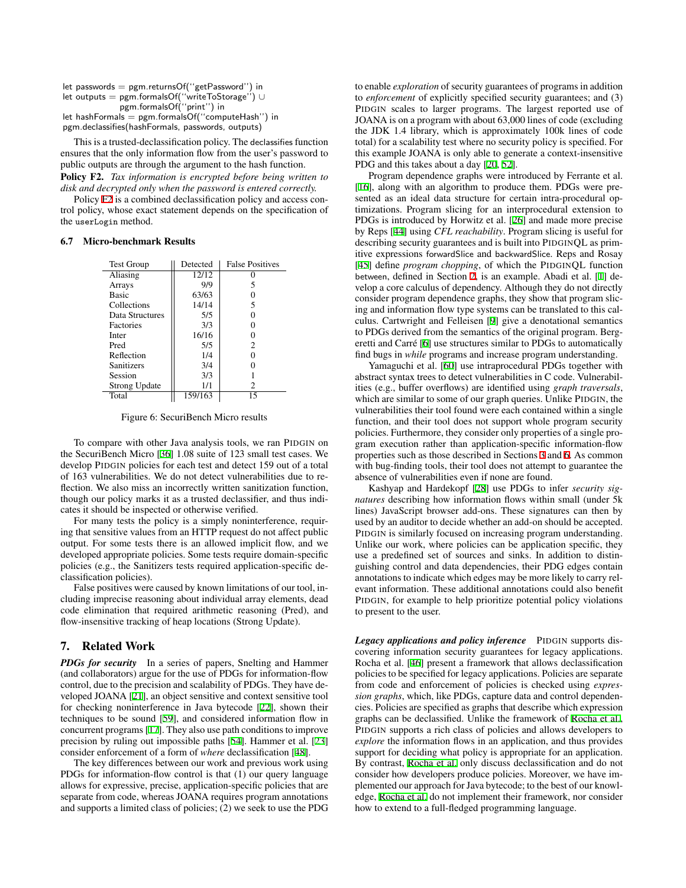```
let passwords = pgm.returnsOf(''getPassword'') in
let outputs = pgm.formalsOf(''writeToStorage'') ∪
              pgm.formalsOf(''print'') in
let hashFormals = pgm.formalsOf(''computeHash'') in
pgm.declassifies(hashFormals, passwords, outputs)
```

This is a trusted-declassification policy. The declassifies function ensures that the only information flow from the user's password to public outputs are through the argument to the hash function.

**Policy F2.** *Tax information is encrypted before being written to disk and decrypted only when the password is entered correctly.*

Policy F2 is a combined declassification policy and access control policy, whose exact statement depends on the specification of the `userLogin` method.

### 6.7 Micro-benchmark Results

| Test Group | Detected | False Positives |
|---|---|---|
| Aliasing | 12/12 | 0 |
| Arrays | 9/9 | 5 |
| Basic | 63/63 | 0 |
| Collections | 14/14 | 5 |
| Data Structures | 5/5 | 0 |
| Factories | 3/3 | 0 |
| Inter | 16/16 | 0 |
| Pred | 5/5 | 2 |
| Reflection | 1/4 | 0 |
| Sanitizers | 3/4 | 0 |
| Session | 3/3 | 1 |
| Strong Update | 1/1 | 2 |
| Total | 159/163 | 15 |

Figure 6: SecuriBench Micro results

To compare with other Java analysis tools, we ran PIDGIN on the SecuriBench Micro [36] 1.08 suite of 123 small test cases. We develop PIDGIN policies for each test and detect 159 out of a total of 163 vulnerabilities. We do not detect vulnerabilities due to reflection. We also miss an incorrectly written sanitization function, though our policy marks it as a trusted declassifier, and thus indicates it should be inspected or otherwise verified.

For many tests the policy is a simply noninterference, requiring that sensitive values from an HTTP request do not affect public output. For some tests there is an allowed implicit flow, and we developed appropriate policies. Some tests require domain-specific policies (e.g., the Sanitizers tests required application-specific declassification policies).

False positives were caused by known limitations of our tool, including imprecise reasoning about individual array elements, dead code elimination that required arithmetic reasoning (Pred), and flow-insensitive tracking of heap locations (Strong Update).

## 7. Related Work

***PDGs for security*** In a series of papers, Snelting and Hammer (and collaborators) argue for the use of PDGs for information-flow control, due to the precision and scalability of PDGs. They have developed JOANA [21], an object sensitive and context sensitive tool for checking noninterference in Java bytecode [22], shown their techniques to be sound [59], and considered information flow in concurrent programs [17]. They also use path conditions to improve precision by ruling out impossible paths [54]. Hammer et al. [23] consider enforcement of a form of *where* declassification [48].

The key differences between our work and previous work using PDGs for information-flow control is that (1) our query language allows for expressive, precise, application-specific policies that are separate from code, whereas JOANA requires program annotations and supports a limited class of policies; (2) we seek to use the PDG to enable *exploration* of security guarantees of programs in addition to *enforcement* of explicitly specified security guarantees; and (3) PIDGIN scales to larger programs. The largest reported use of JOANA is on a program with about 63,000 lines of code (excluding the JDK 1.4 library, which is approximately 100k lines of code total) for a scalability test where no security policy is specified. For this example JOANA is only able to generate a context-insensitive PDG and this takes about a day [20, 52].

Program dependence graphs were introduced by Ferrante et al. [16], along with an algorithm to produce them. PDGs were presented as an ideal data structure for certain intra-procedural optimizations. Program slicing for an interprocedural extension to PDGs is introduced by Horwitz et al. [26] and made more precise by Reps [44] using *CFL reachability*. Program slicing is useful for describing security guarantees and is built into PIDGINQL as primitive expressions forwardSlice and backwardSlice. Reps and Rosay [45] define *program chopping*, of which the PIDGINQL function between, defined in Section 2, is an example. Abadi et al. [1] develop a core calculus of dependency. Although they do not directly consider program dependence graphs, they show that program slicing and information flow type systems can be translated to this calculus. Cartwright and Felleisen [9] give a denotational semantics to PDGs derived from the semantics of the original program. Bergeretti and Carré [6] use structures similar to PDGs to automatically find bugs in *while* programs and increase program understanding.

Yamaguchi et al. [60] use intraprocedural PDGs together with abstract syntax trees to detect vulnerabilities in C code. Vulnerabilities (e.g., buffer overflows) are identified using *graph traversals*, which are similar to some of our graph queries. Unlike PIDGIN, the vulnerabilities their tool found were each contained within a single function, and their tool does not support whole program security policies. Furthermore, they consider only properties of a single program execution rather than application-specific information-flow properties such as those described in Sections 3 and 6. As common with bug-finding tools, their tool does not attempt to guarantee the absence of vulnerabilities even if none are found.

Kashyap and Hardekopf [28] use PDGs to infer *security signatures* describing how information flows within small (under 5k lines) JavaScript browser add-ons. These signatures can then by used by an auditor to decide whether an add-on should be accepted. PIDGIN is similarly focused on increasing program understanding. Unlike our work, where policies can be application specific, they use a predefined set of sources and sinks. In addition to distinguishing control and data dependencies, their PDG edges contain annotations to indicate which edges may be more likely to carry relevant information. These additional annotations could also benefit PIDGIN, for example to help prioritize potential policy violations to present to the user.

***Legacy applications and policy inference*** PIDGIN supports discovering information security guarantees for legacy applications. Rocha et al. [46] present a framework that allows declassification policies to be specified for legacy applications. Policies are separate from code and enforcement of policies is checked using *expression graphs*, which, like PDGs, capture data and control dependencies. Policies are specified as graphs that describe which expression graphs can be declassified. Unlike the framework of Rocha et al., PIDGIN supports a rich class of policies and allows developers to *explore* the information flows in an application, and thus provides support for deciding what policy is appropriate for an application. By contrast, Rocha et al. only discuss declassification and do not consider how developers produce policies. Moreover, we have implemented our approach for Java bytecode; to the best of our knowledge, Rocha et al. do not implement their framework, nor consider how to extend to a full-fledged programming language.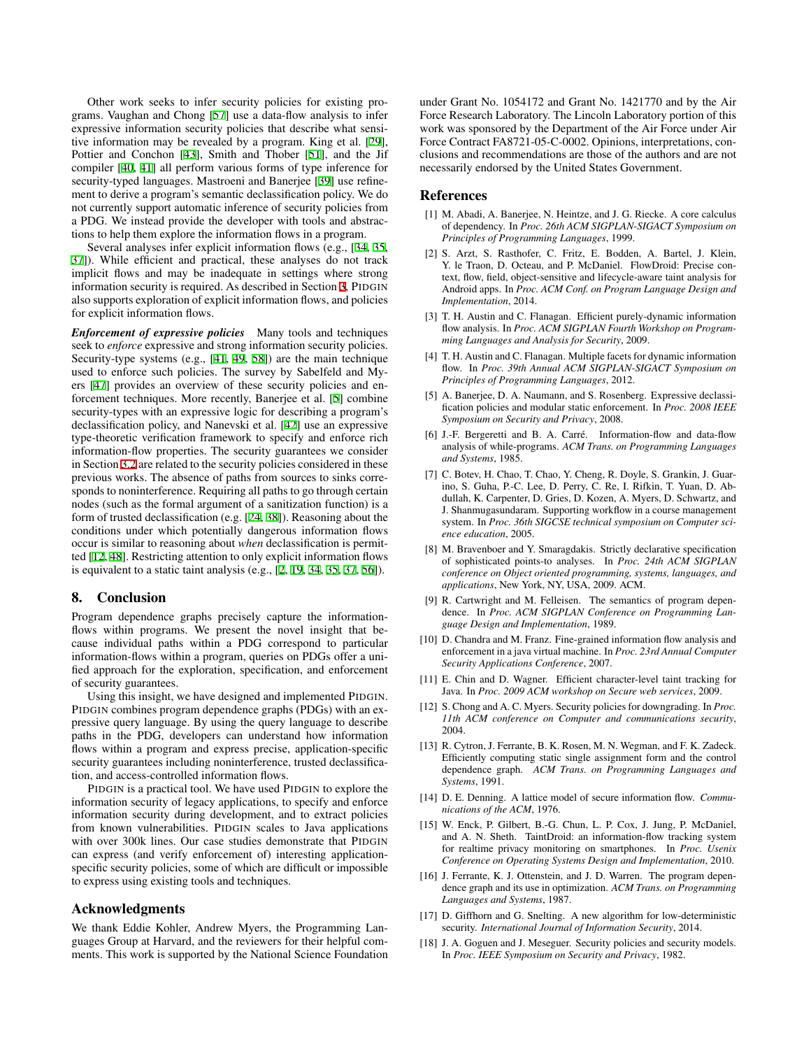Other work seeks to infer security policies for existing programs. Vaughan and Chong [57] use a data-flow analysis to infer expressive information security policies that describe what sensitive information may be revealed by a program. King et al. [29], Pottier and Conchon [43], Smith and Thober [51], and the Jif compiler [40, 41] all perform various forms of type inference for security-typed languages. Mastroeni and Banerjee [39] use refinement to derive a program's semantic declassification policy. We do not currently support automatic inference of security policies from a PDG. We instead provide the developer with tools and abstractions to help them explore the information flows in a program.

Several analyses infer explicit information flows (e.g., [34, 35, 37]). While efficient and practical, these analyses do not track implicit flows and may be inadequate in settings where strong information security is required. As described in Section 3, PIDGIN also supports exploration of explicit information flows, and policies for explicit information flows.

***Enforcement of expressive policies*** Many tools and techniques seek to *enforce* expressive and strong information security policies. Security-type systems (e.g., [41, 49, 58]) are the main technique used to enforce such policies. The survey by Sabelfeld and Myers [47] provides an overview of these security policies and enforcement techniques. More recently, Banerjee et al. [5] combine security-types with an expressive logic for describing a program's declassification policy, and Nanevski et al. [42] use an expressive type-theoretic verification framework to specify and enforce rich information-flow properties. The security guarantees we consider in Section 3.2 are related to the security policies considered in these previous works. The absence of paths from sources to sinks corresponds to noninterference. Requiring all paths to go through certain nodes (such as the formal argument of a sanitization function) is a form of trusted declassification (e.g. [24, 38]). Reasoning about the conditions under which potentially dangerous information flows occur is similar to reasoning about *when* declassification is permitted [12, 48]. Restricting attention to only explicit information flows is equivalent to a static taint analysis (e.g., [2, 19, 34, 35, 37, 56]).

## 8. Conclusion

Program dependence graphs precisely capture the information-flows within programs. We present the novel insight that because individual paths within a PDG correspond to particular information-flows within a program, queries on PDGs offer a unified approach for the exploration, specification, and enforcement of security guarantees.

Using this insight, we have designed and implemented PIDGIN. PIDGIN combines program dependence graphs (PDGs) with an expressive query language. By using the query language to describe paths in the PDG, developers can understand how information flows within a program and express precise, application-specific security guarantees including noninterference, trusted declassification, and access-controlled information flows.

PIDGIN is a practical tool. We have used PIDGIN to explore the information security of legacy applications, to specify and enforce information security during development, and to extract policies from known vulnerabilities. PIDGIN scales to Java applications with over 300k lines. Our case studies demonstrate that PIDGIN can express (and verify enforcement of) interesting application-specific security policies, some of which are difficult or impossible to express using existing tools and techniques.

## Acknowledgments

We thank Eddie Kohler, Andrew Myers, the Programming Languages Group at Harvard, and the reviewers for their helpful comments. This work is supported by the National Science Foundation under Grant No. 1054172 and Grant No. 1421770 and by the Air Force Research Laboratory. The Lincoln Laboratory portion of this work was sponsored by the Department of the Air Force under Air Force Contract FA8721-05-C-0002. Opinions, interpretations, conclusions and recommendations are those of the authors and are not necessarily endorsed by the United States Government.

## References

[1] M. Abadi, A. Banerjee, N. Heintze, and J. G. Riecke. A core calculus of dependency. In *Proc. 26th ACM SIGPLAN-SIGACT Symposium on Principles of Programming Languages*, 1999.

[2] S. Arzt, S. Rasthofer, C. Fritz, E. Bodden, A. Bartel, J. Klein, Y. le Traon, D. Octeau, and P. McDaniel. FlowDroid: Precise context, flow, field, object-sensitive and lifecycle-aware taint analysis for Android apps. In *Proc. ACM Conf. on Program Language Design and Implementation*, 2014.

[3] T. H. Austin and C. Flanagan. Efficient purely-dynamic information flow analysis. In *Proc. ACM SIGPLAN Fourth Workshop on Programming Languages and Analysis for Security*, 2009.

[4] T. H. Austin and C. Flanagan. Multiple facets for dynamic information flow. In *Proc. 39th Annual ACM SIGPLAN-SIGACT Symposium on Principles of Programming Languages*, 2012.

[5] A. Banerjee, D. A. Naumann, and S. Rosenberg. Expressive declassification policies and modular static enforcement. In *Proc. 2008 IEEE Symposium on Security and Privacy*, 2008.

[6] J.-F. Bergeretti and B. A. Carré. Information-flow and data-flow analysis of while-programs. *ACM Trans. on Programming Languages and Systems*, 1985.

[7] C. Botev, H. Chao, T. Chao, Y. Cheng, R. Doyle, S. Grankin, J. Guarino, S. Guha, P.-C. Lee, D. Perry, C. Re, I. Rifkin, T. Yuan, D. Abdullah, K. Carpenter, D. Gries, D. Kozen, A. Myers, D. Schwartz, and J. Shanmugasundaram. Supporting workflow in a course management system. In *Proc. 36th SIGCSE technical symposium on Computer science education*, 2005.

[8] M. Bravenboer and Y. Smaragdakis. Strictly declarative specification of sophisticated points-to analyses. In *Proc. 24th ACM SIGPLAN conference on Object oriented programming, systems, languages, and applications*, New York, NY, USA, 2009. ACM.

[9] R. Cartwright and M. Felleisen. The semantics of program dependence. In *Proc. ACM SIGPLAN Conference on Programming Language Design and Implementation*, 1989.

[10] D. Chandra and M. Franz. Fine-grained information flow analysis and enforcement in a java virtual machine. In *Proc. 23rd Annual Computer Security Applications Conference*, 2007.

[11] E. Chin and D. Wagner. Efficient character-level taint tracking for Java. In *Proc. 2009 ACM workshop on Secure web services*, 2009.

[12] S. Chong and A. C. Myers. Security policies for downgrading. In *Proc. 11th ACM conference on Computer and communications security*, 2004.

[13] R. Cytron, J. Ferrante, B. K. Rosen, M. N. Wegman, and F. K. Zadeck. Efficiently computing static single assignment form and the control dependence graph. *ACM Trans. on Programming Languages and Systems*, 1991.

[14] D. E. Denning. A lattice model of secure information flow. *Communications of the ACM*, 1976.

[15] W. Enck, P. Gilbert, B.-G. Chun, L. P. Cox, J. Jung, P. McDaniel, and A. N. Sheth. TaintDroid: an information-flow tracking system for realtime privacy monitoring on smartphones. In *Proc. Usenix Conference on Operating Systems Design and Implementation*, 2010.

[16] J. Ferrante, K. J. Ottenstein, and J. D. Warren. The program dependence graph and its use in optimization. *ACM Trans. on Programming Languages and Systems*, 1987.

[17] D. Giffhorn and G. Snelting. A new algorithm for low-deterministic security. *International Journal of Information Security*, 2014.

[18] J. A. Goguen and J. Meseguer. Security policies and security models. In *Proc. IEEE Symposium on Security and Privacy*, 1982.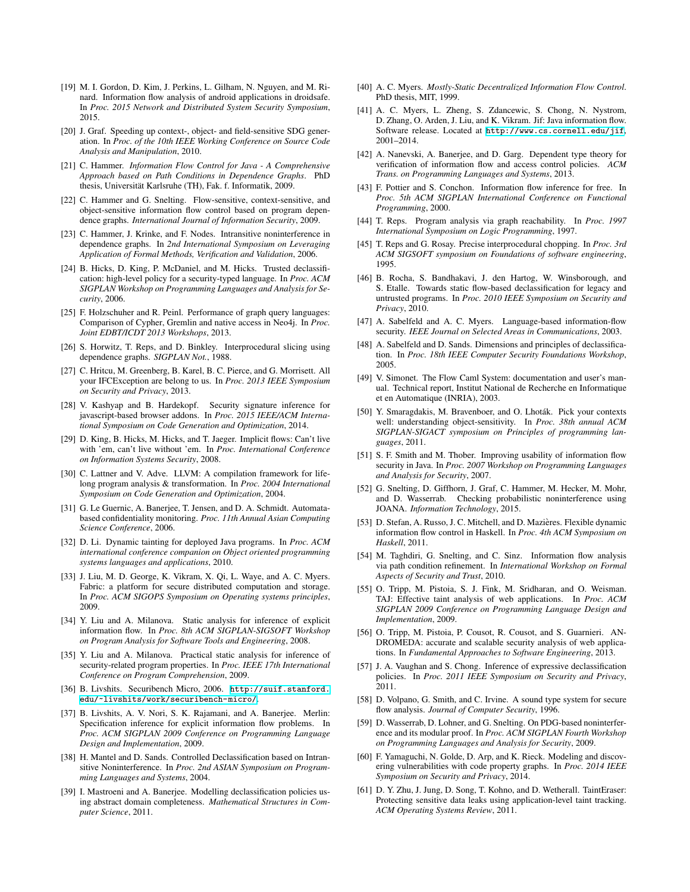[19] M. I. Gordon, D. Kim, J. Perkins, L. Gilham, N. Nguyen, and M. Rinard. Information flow analysis of android applications in droidsafe. In *Proc. 2015 Network and Distributed System Security Symposium*, 2015.

[20] J. Graf. Speeding up context-, object- and field-sensitive SDG generation. In *Proc. of the 10th IEEE Working Conference on Source Code Analysis and Manipulation*, 2010.

[21] C. Hammer. *Information Flow Control for Java - A Comprehensive Approach based on Path Conditions in Dependence Graphs*. PhD thesis, Universität Karlsruhe (TH), Fak. f. Informatik, 2009.

[22] C. Hammer and G. Snelting. Flow-sensitive, context-sensitive, and object-sensitive information flow control based on program dependence graphs. *International Journal of Information Security*, 2009.

[23] C. Hammer, J. Krinke, and F. Nodes. Intransitive noninterference in dependence graphs. In *2nd International Symposium on Leveraging Application of Formal Methods, Verification and Validation*, 2006.

[24] B. Hicks, D. King, P. McDaniel, and M. Hicks. Trusted declassification: high-level policy for a security-typed language. In *Proc. ACM SIGPLAN Workshop on Programming Languages and Analysis for Security*, 2006.

[25] F. Holzschuher and R. Peinl. Performance of graph query languages: Comparison of Cypher, Gremlin and native access in Neo4j. In *Proc. Joint EDBT/ICDT 2013 Workshops*, 2013.

[26] S. Horwitz, T. Reps, and D. Binkley. Interprocedural slicing using dependence graphs. *SIGPLAN Not.*, 1988.

[27] C. Hritcu, M. Greenberg, B. Karel, B. C. Pierce, and G. Morrisett. All your IFCException are belong to us. In *Proc. 2013 IEEE Symposium on Security and Privacy*, 2013.

[28] V. Kashyap and B. Hardekopf. Security signature inference for javascript-based browser addons. In *Proc. 2015 IEEE/ACM International Symposium on Code Generation and Optimization*, 2014.

[29] D. King, B. Hicks, M. Hicks, and T. Jaeger. Implicit flows: Can't live with 'em, can't live without 'em. In *Proc. International Conference on Information Systems Security*, 2008.

[30] C. Lattner and V. Adve. LLVM: A compilation framework for lifelong program analysis & transformation. In *Proc. 2004 International Symposium on Code Generation and Optimization*, 2004.

[31] G. Le Guernic, A. Banerjee, T. Jensen, and D. A. Schmidt. Automata-based confidentiality monitoring. *Proc. 11th Annual Asian Computing Science Conference*, 2006.

[32] D. Li. Dynamic tainting for deployed Java programs. In *Proc. ACM international conference companion on Object oriented programming systems languages and applications*, 2010.

[33] J. Liu, M. D. George, K. Vikram, X. Qi, L. Waye, and A. C. Myers. Fabric: a platform for secure distributed computation and storage. In *Proc. ACM SIGOPS Symposium on Operating systems principles*, 2009.

[34] Y. Liu and A. Milanova. Static analysis for inference of explicit information flow. In *Proc. 8th ACM SIGPLAN-SIGSOFT Workshop on Program Analysis for Software Tools and Engineering*, 2008.

[35] Y. Liu and A. Milanova. Practical static analysis for inference of security-related program properties. In *Proc. IEEE 17th International Conference on Program Comprehension*, 2009.

[36] B. Livshits. Securibench Micro, 2006. http://suif.stanford.edu/~livshits/work/securibench-micro/.

[37] B. Livshits, A. V. Nori, S. K. Rajamani, and A. Banerjee. Merlin: Specification inference for explicit information flow problems. In *Proc. ACM SIGPLAN 2009 Conference on Programming Language Design and Implementation*, 2009.

[38] H. Mantel and D. Sands. Controlled Declassification based on Intransitive Noninterference. In *Proc. 2nd ASIAN Symposium on Programming Languages and Systems*, 2004.

[39] I. Mastroeni and A. Banerjee. Modelling declassification policies using abstract domain completeness. *Mathematical Structures in Computer Science*, 2011.

[40] A. C. Myers. *Mostly-Static Decentralized Information Flow Control*. PhD thesis, MIT, 1999.

[41] A. C. Myers, L. Zheng, S. Zdancewic, S. Chong, N. Nystrom, D. Zhang, O. Arden, J. Liu, and K. Vikram. Jif: Java information flow. Software release. Located at http://www.cs.cornell.edu/jif, 2001–2014.

[42] A. Nanevski, A. Banerjee, and D. Garg. Dependent type theory for verification of information flow and access control policies. *ACM Trans. on Programming Languages and Systems*, 2013.

[43] F. Pottier and S. Conchon. Information flow inference for free. In *Proc. 5th ACM SIGPLAN International Conference on Functional Programming*, 2000.

[44] T. Reps. Program analysis via graph reachability. In *Proc. 1997 International Symposium on Logic Programming*, 1997.

[45] T. Reps and G. Rosay. Precise interprocedural chopping. In *Proc. 3rd ACM SIGSOFT symposium on Foundations of software engineering*, 1995.

[46] B. Rocha, S. Bandhakavi, J. den Hartog, W. Winsborough, and S. Etalle. Towards static flow-based declassification for legacy and untrusted programs. In *Proc. 2010 IEEE Symposium on Security and Privacy*, 2010.

[47] A. Sabelfeld and A. C. Myers. Language-based information-flow security. *IEEE Journal on Selected Areas in Communications*, 2003.

[48] A. Sabelfeld and D. Sands. Dimensions and principles of declassification. In *Proc. 18th IEEE Computer Security Foundations Workshop*, 2005.

[49] V. Simonet. The Flow Caml System: documentation and user's manual. Technical report, Institut National de Recherche en Informatique et en Automatique (INRIA), 2003.

[50] Y. Smaragdakis, M. Bravenboer, and O. Lhoták. Pick your contexts well: understanding object-sensitivity. In *Proc. 38th annual ACM SIGPLAN-SIGACT symposium on Principles of programming languages*, 2011.

[51] S. F. Smith and M. Thober. Improving usability of information flow security in Java. In *Proc. 2007 Workshop on Programming Languages and Analysis for Security*, 2007.

[52] G. Snelting, D. Giffhorn, J. Graf, C. Hammer, M. Hecker, M. Mohr, and D. Wasserrab. Checking probabilistic noninterference using JOANA. *Information Technology*, 2015.

[53] D. Stefan, A. Russo, J. C. Mitchell, and D. Mazières. Flexible dynamic information flow control in Haskell. In *Proc. 4th ACM Symposium on Haskell*, 2011.

[54] M. Taghdiri, G. Snelting, and C. Sinz. Information flow analysis via path condition refinement. In *International Workshop on Formal Aspects of Security and Trust*, 2010.

[55] O. Tripp, M. Pistoia, S. J. Fink, M. Sridharan, and O. Weisman. TAJ: Effective taint analysis of web applications. In *Proc. ACM SIGPLAN 2009 Conference on Programming Language Design and Implementation*, 2009.

[56] O. Tripp, M. Pistoia, P. Cousot, R. Cousot, and S. Guarnieri. ANDROMEDA: accurate and scalable security analysis of web applications. In *Fundamental Approaches to Software Engineering*, 2013.

[57] J. A. Vaughan and S. Chong. Inference of expressive declassification policies. In *Proc. 2011 IEEE Symposium on Security and Privacy*, 2011.

[58] D. Volpano, G. Smith, and C. Irvine. A sound type system for secure flow analysis. *Journal of Computer Security*, 1996.

[59] D. Wasserrab, D. Lohner, and G. Snelting. On PDG-based noninterference and its modular proof. In *Proc. ACM SIGPLAN Fourth Workshop on Programming Languages and Analysis for Security*, 2009.

[60] F. Yamaguchi, N. Golde, D. Arp, and K. Rieck. Modeling and discovering vulnerabilities with code property graphs. In *Proc. 2014 IEEE Symposium on Security and Privacy*, 2014.

[61] D. Y. Zhu, J. Jung, D. Song, T. Kohno, and D. Wetherall. TaintEraser: Protecting sensitive data leaks using application-level taint tracking. *ACM Operating Systems Review*, 2011.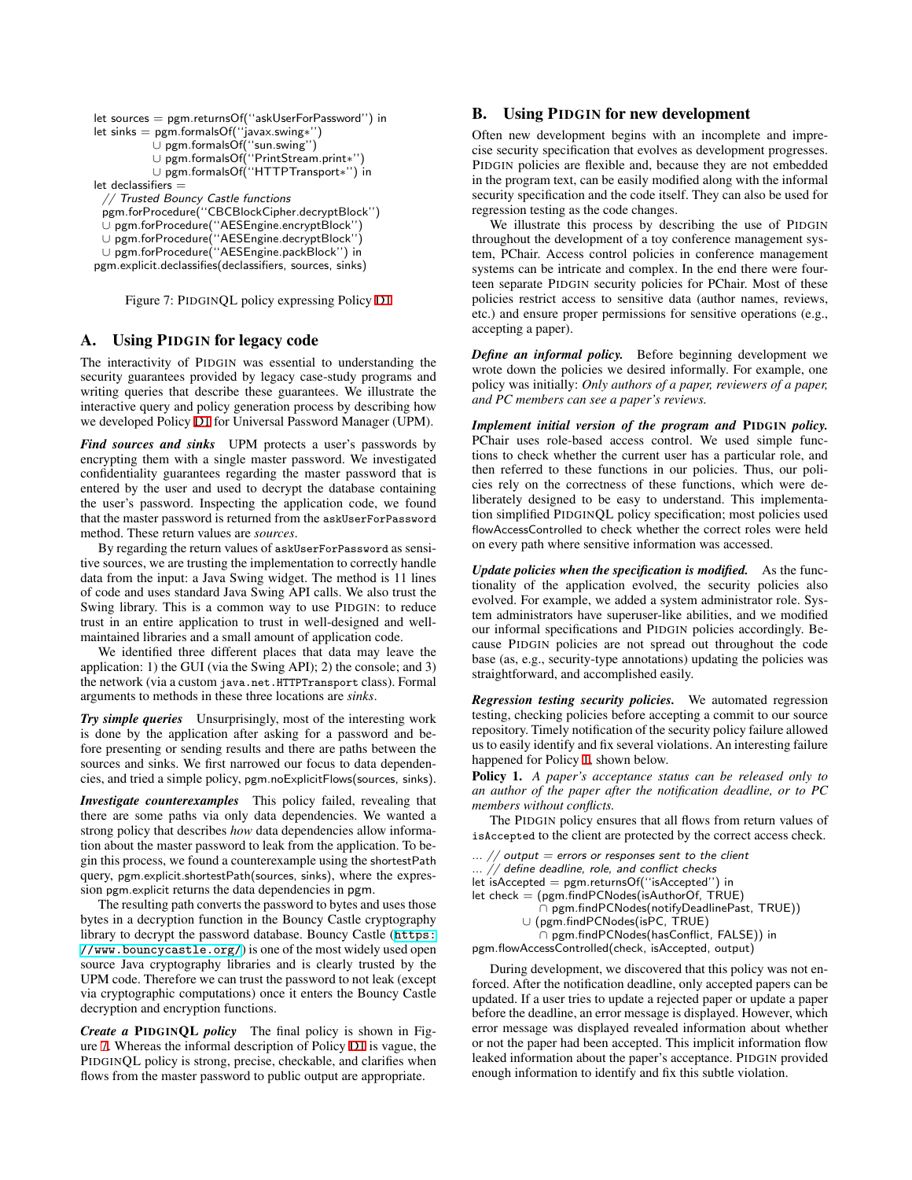```
let sources = pgm.returnsOf(''askUserForPassword'') in
let sinks = pgm.formalsOf(''javax.swing∗'')
          ∪ pgm.formalsOf(''sun.swing'')
          ∪ pgm.formalsOf(''PrintStream.print∗'')
          ∪ pgm.formalsOf(''HTTPTransport∗'') in
let declassifiers =
  // Trusted Bouncy Castle functions
  pgm.forProcedure(''CBCBlockCipher.decryptBlock'')
  ∪ pgm.forProcedure(''AESEngine.encryptBlock'')
  ∪ pgm.forProcedure(''AESEngine.decryptBlock'')
  ∪ pgm.forProcedure(''AESEngine.packBlock'') in
pgm.explicit.declassifies(declassifiers, sources, sinks)
```

Figure 7: PIDGINQL policy expressing Policy D1

## A. Using PIDGIN for legacy code

The interactivity of PIDGIN was essential to understanding the security guarantees provided by legacy case-study programs and writing queries that describe these guarantees. We illustrate the interactive query and policy generation process by describing how we developed Policy D1 for Universal Password Manager (UPM).

***Find sources and sinks*** UPM protects a user's passwords by encrypting them with a single master password. We investigated confidentiality guarantees regarding the master password that is entered by the user and used to decrypt the database containing the user's password. Inspecting the application code, we found that the master password is returned from the `askUserForPassword` method. These return values are *sources*.

By regarding the return values of `askUserForPassword` as sensitive sources, we are trusting the implementation to correctly handle data from the input: a Java Swing widget. The method is 11 lines of code and uses standard Java Swing API calls. We also trust the Swing library. This is a common way to use PIDGIN: to reduce trust in an entire application to trust in well-designed and well-maintained libraries and a small amount of application code.

We identified three different places that data may leave the application: 1) the GUI (via the Swing API); 2) the console; and 3) the network (via a custom `java.net.HTTPTransport` class). Formal arguments to methods in these three locations are *sinks*.

***Try simple queries*** Unsurprisingly, most of the interesting work is done by the application after asking for a password and before presenting or sending results and there are paths between the sources and sinks. We first narrowed our focus to data dependencies, and tried a simple policy, pgm.noExplicitFlows(sources, sinks).

***Investigate counterexamples*** This policy failed, revealing that there are some paths via only data dependencies. We wanted a strong policy that describes *how* data dependencies allow information about the master password to leak from the application. To begin this process, we found a counterexample using the shortestPath query, pgm.explicit.shortestPath(sources, sinks), where the expression pgm.explicit returns the data dependencies in pgm.

The resulting path converts the password to bytes and uses those bytes in a decryption function in the Bouncy Castle cryptography library to decrypt the password database. Bouncy Castle (https://www.bouncycastle.org/) is one of the most widely used open source Java cryptography libraries and is clearly trusted by the UPM code. Therefore we can trust the password to not leak (except via cryptographic computations) once it enters the Bouncy Castle decryption and encryption functions.

***Create a PIDGINQL policy*** The final policy is shown in Figure 7. Whereas the informal description of Policy D1 is vague, the PIDGINQL policy is strong, precise, checkable, and clarifies when flows from the master password to public output are appropriate.

## B. Using PIDGIN for new development

Often new development begins with an incomplete and imprecise security specification that evolves as development progresses. PIDGIN policies are flexible and, because they are not embedded in the program text, can be easily modified along with the informal security specification and the code itself. They can also be used for regression testing as the code changes.

We illustrate this process by describing the use of PIDGIN throughout the development of a toy conference management system, PChair. Access control policies in conference management systems can be intricate and complex. In the end there were fourteen separate PIDGIN security policies for PChair. Most of these policies restrict access to sensitive data (author names, reviews, etc.) and ensure proper permissions for sensitive operations (e.g., accepting a paper).

***Define an informal policy.*** Before beginning development we wrote down the policies we desired informally. For example, one policy was initially: *Only authors of a paper, reviewers of a paper, and PC members can see a paper's reviews.*

***Implement initial version of the program and PIDGIN policy.*** PChair uses role-based access control. We used simple functions to check whether the current user has a particular role, and then referred to these functions in our policies. Thus, our policies rely on the correctness of these functions, which were deliberately designed to be easy to understand. This implementation simplified PIDGINQL policy specification; most policies used flowAccessControlled to check whether the correct roles were held on every path where sensitive information was accessed.

***Update policies when the specification is modified.*** As the functionality of the application evolved, the security policies also evolved. For example, we added a system administrator role. System administrators have superuser-like abilities, and we modified our informal specifications and PIDGIN policies accordingly. Because PIDGIN policies are not spread out throughout the code base (as, e.g., security-type annotations) updating the policies was straightforward, and accomplished easily.

***Regression testing security policies.*** We automated regression testing, checking policies before accepting a commit to our source repository. Timely notification of the security policy failure allowed us to easily identify and fix several violations. An interesting failure happened for Policy 1, shown below.

**Policy 1.** *A paper's acceptance status can be released only to an author of the paper after the notification deadline, or to PC members without conflicts.*

The PIDGIN policy ensures that all flows from return values of `isAccepted` to the client are protected by the correct access check.

```
... // output = errors or responses sent to the client
... // define deadline, role, and conflict checks
let isAccepted = pgm.returnsOf(''isAccepted'') in
let check = (pgm.findPCNodes(isAuthorOf, TRUE)
             ∩ pgm.findPCNodes(notifyDeadlinePast, TRUE))
           ∪ (pgm.findPCNodes(isPC, TRUE)
             ∩ pgm.findPCNodes(hasConflict, FALSE)) in
pgm.flowAccessControlled(check, isAccepted, output)
```

During development, we discovered that this policy was not enforced. After the notification deadline, only accepted papers can be updated. If a user tries to update a rejected paper or update a paper before the deadline, an error message is displayed. However, which error message was displayed revealed information about whether or not the paper had been accepted. This implicit information flow leaked information about the paper's acceptance. PIDGIN provided enough information to identify and fix this subtle violation.